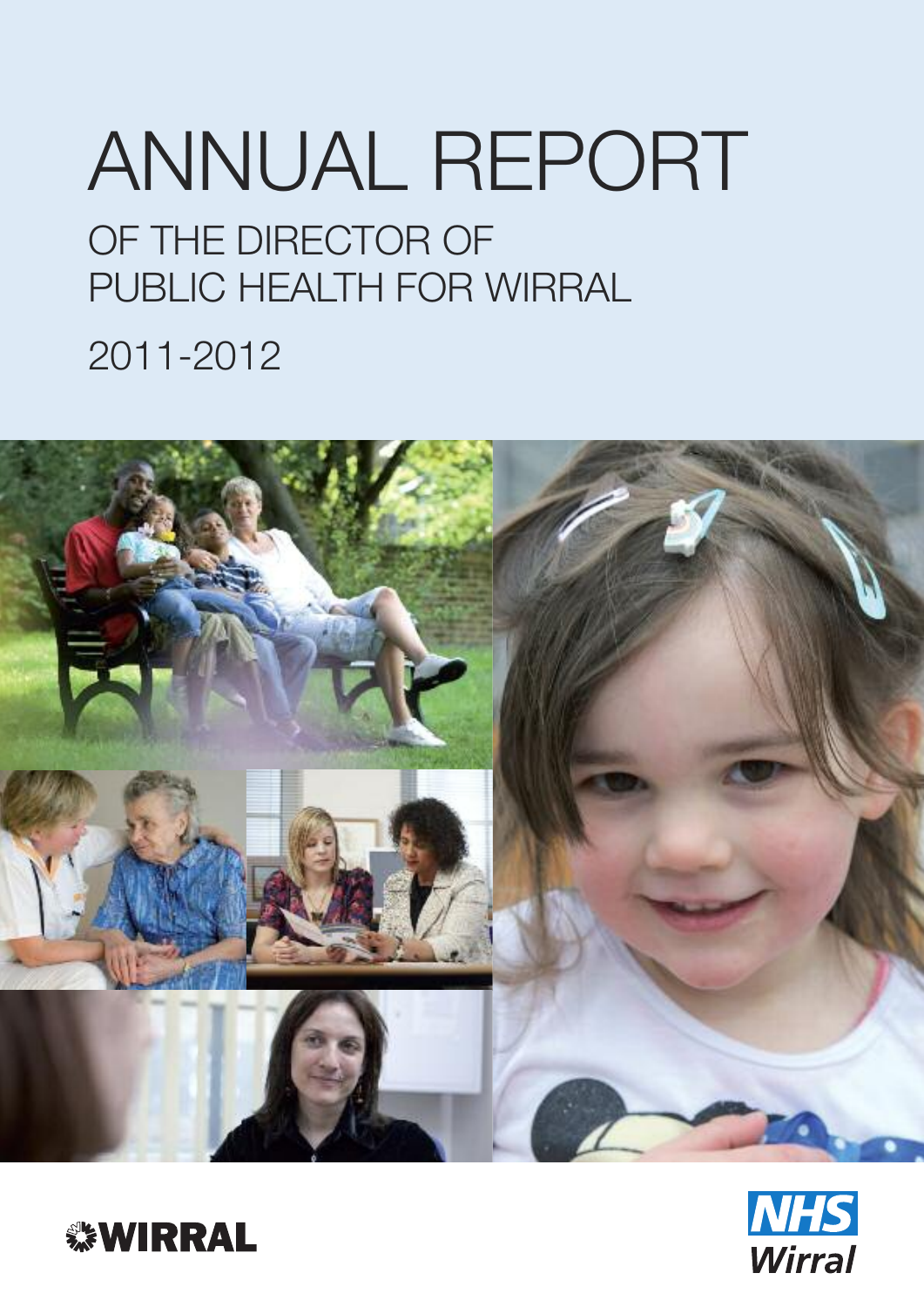# ANNUAL REPORT

## OF THE DIRECTOR OF PUBLIC HEALTH FOR WIRRAL

## 2011-2012

WIRRAL

NHS Wirral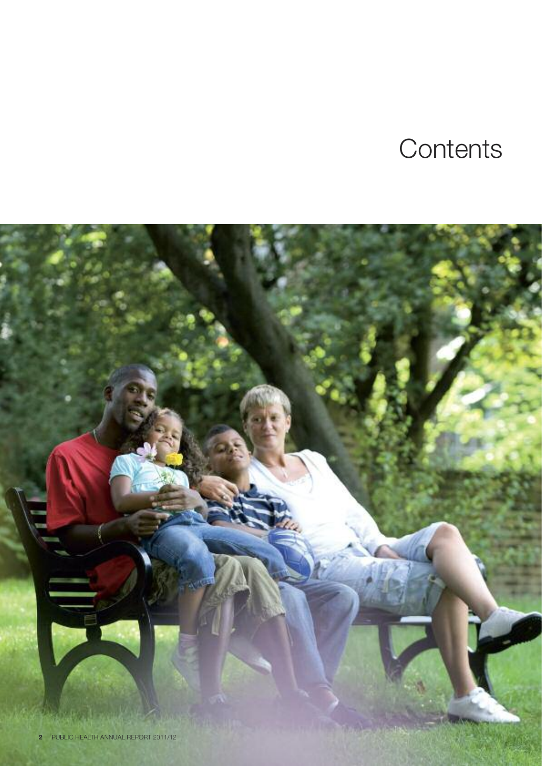# Contents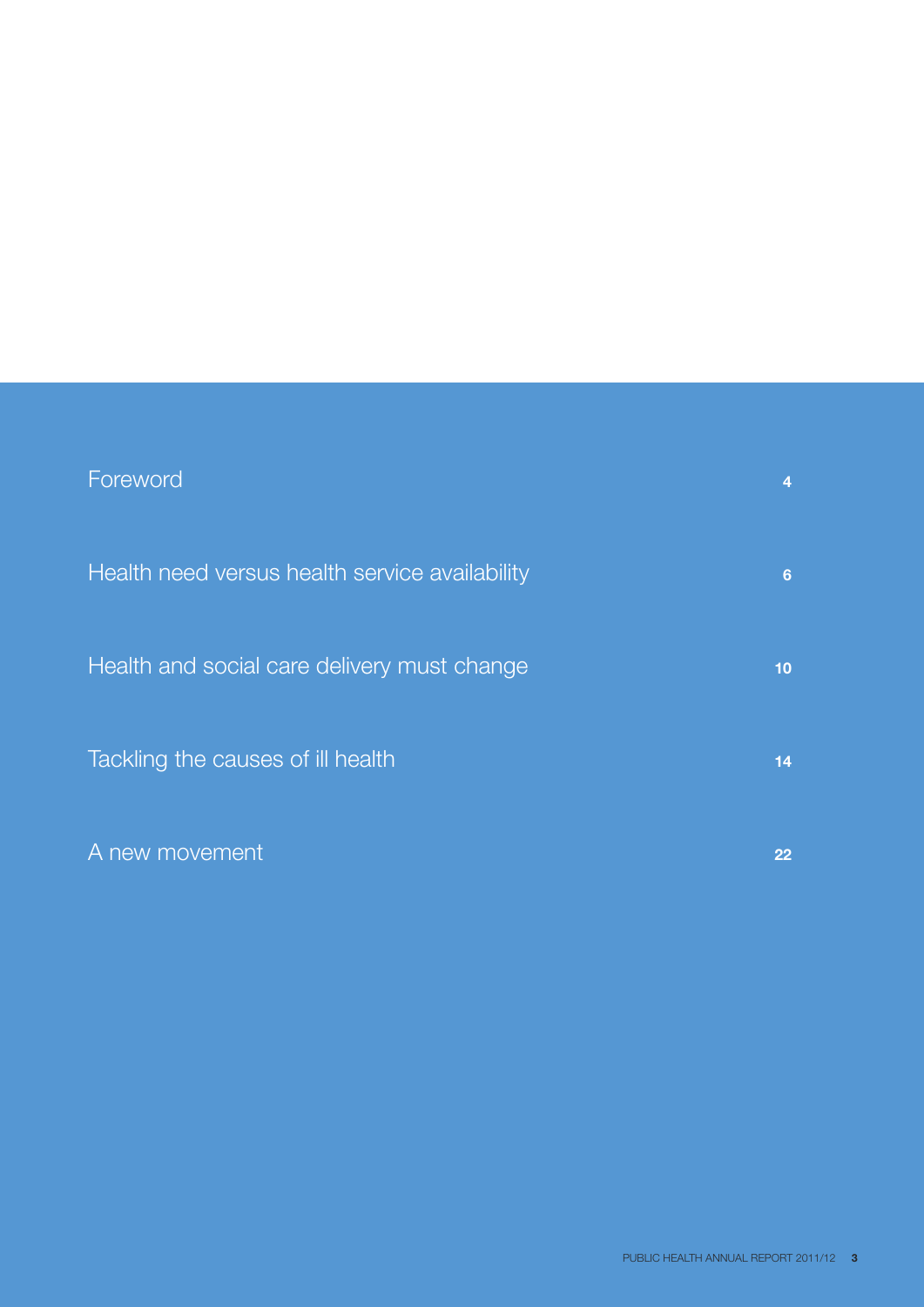| | |
|---|---|
| Foreword | 4 |
| Health need versus health service availability | 6 |
| Health and social care delivery must change | 10 |
| Tackling the causes of ill health | 14 |
| A new movement | 22 |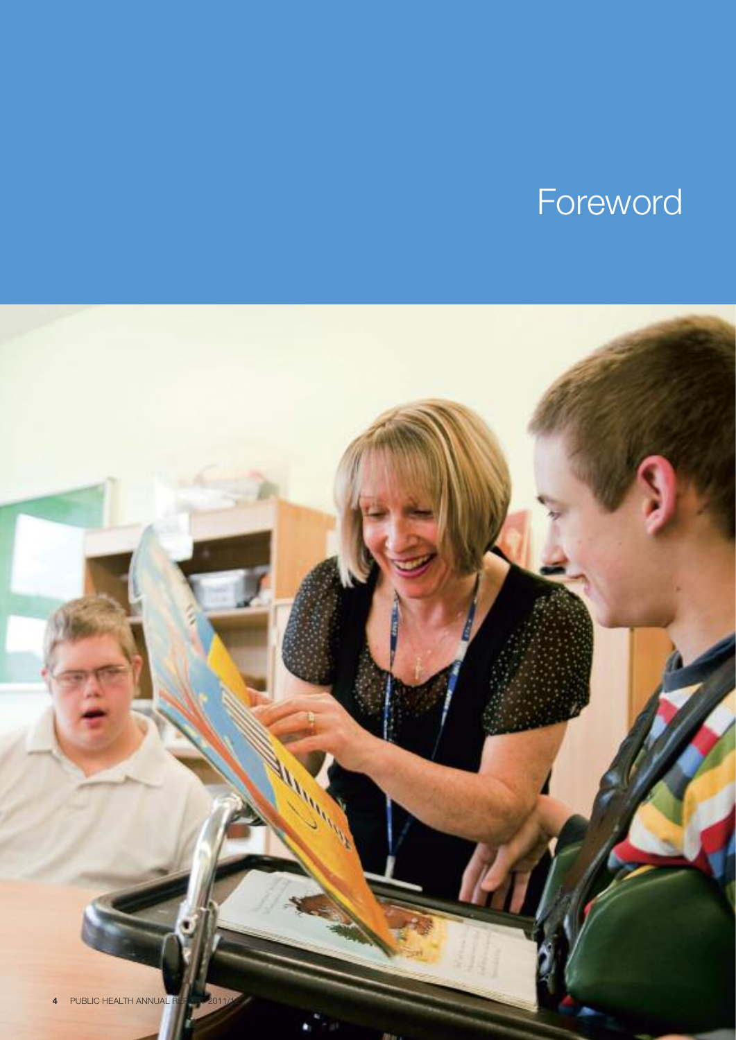# Foreword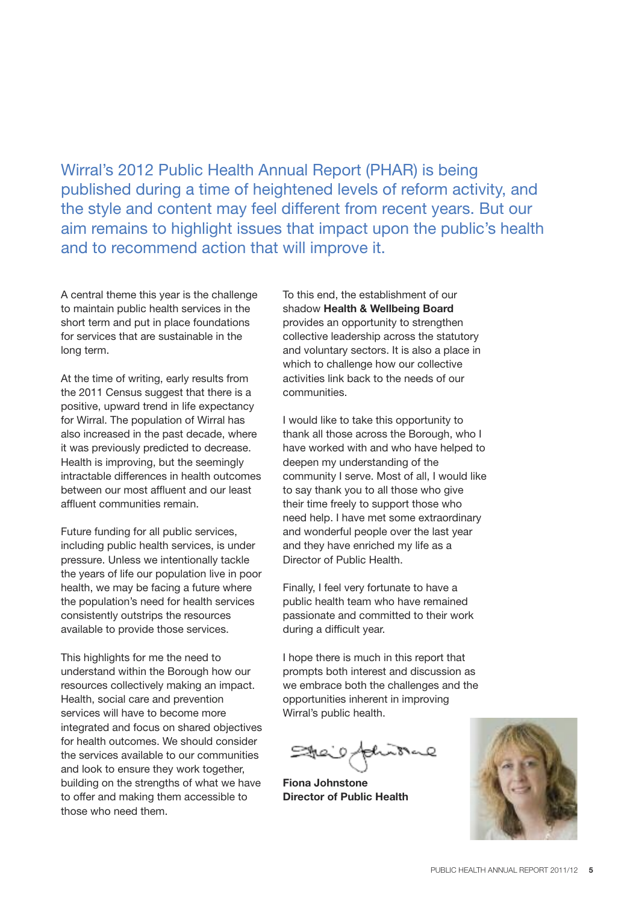Wirral's 2012 Public Health Annual Report (PHAR) is being published during a time of heightened levels of reform activity, and the style and content may feel different from recent years. But our aim remains to highlight issues that impact upon the public's health and to recommend action that will improve it.

A central theme this year is the challenge to maintain public health services in the short term and put in place foundations for services that are sustainable in the long term.

At the time of writing, early results from the 2011 Census suggest that there is a positive, upward trend in life expectancy for Wirral. The population of Wirral has also increased in the past decade, where it was previously predicted to decrease. Health is improving, but the seemingly intractable differences in health outcomes between our most affluent and our least affluent communities remain.

Future funding for all public services, including public health services, is under pressure. Unless we intentionally tackle the years of life our population live in poor health, we may be facing a future where the population's need for health services consistently outstrips the resources available to provide those services.

This highlights for me the need to understand within the Borough how our resources collectively making an impact. Health, social care and prevention services will have to become more integrated and focus on shared objectives for health outcomes. We should consider the services available to our communities and look to ensure they work together, building on the strengths of what we have to offer and making them accessible to those who need them.

To this end, the establishment of our shadow **Health & Wellbeing Board** provides an opportunity to strengthen collective leadership across the statutory and voluntary sectors. It is also a place in which to challenge how our collective activities link back to the needs of our communities.

I would like to take this opportunity to thank all those across the Borough, who I have worked with and who have helped to deepen my understanding of the community I serve. Most of all, I would like to say thank you to all those who give their time freely to support those who need help. I have met some extraordinary and wonderful people over the last year and they have enriched my life as a Director of Public Health.

Finally, I feel very fortunate to have a public health team who have remained passionate and committed to their work during a difficult year.

I hope there is much in this report that prompts both interest and discussion as we embrace both the challenges and the opportunities inherent in improving Wirral's public health.

**Fiona Johnstone**
**Director of Public Health**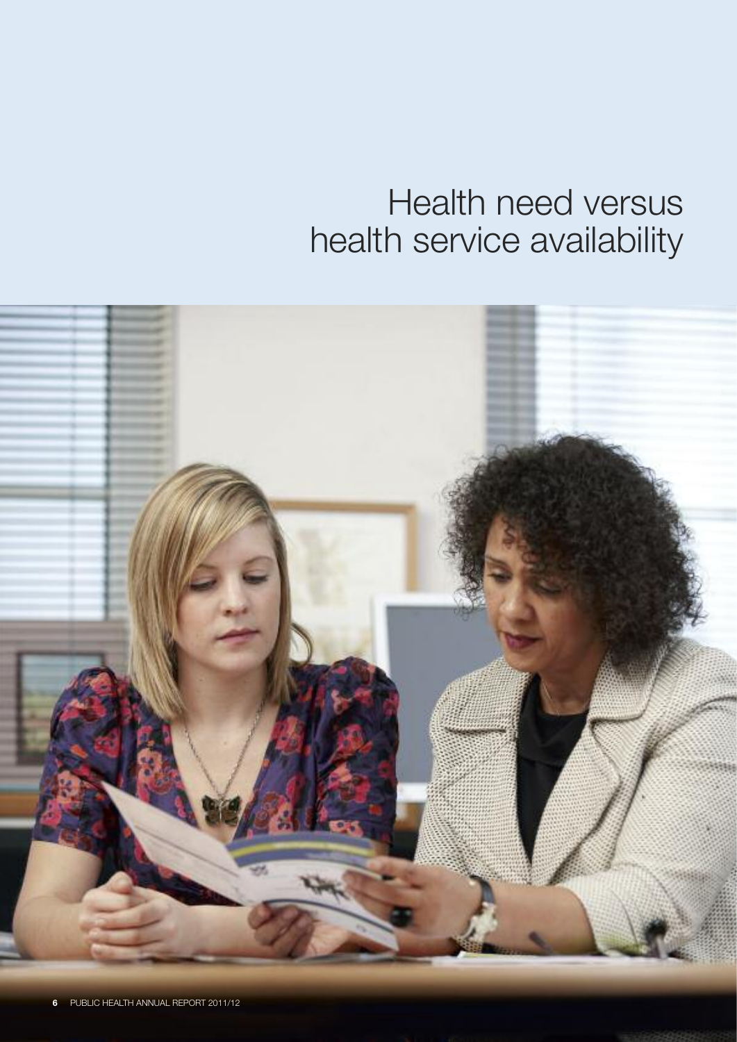# Health need versus health service availability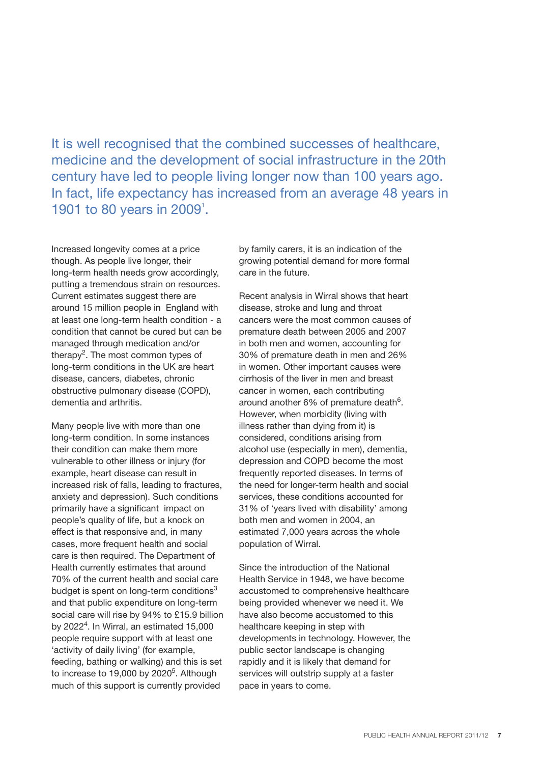It is well recognised that the combined successes of healthcare, medicine and the development of social infrastructure in the 20th century have led to people living longer now than 100 years ago. In fact, life expectancy has increased from an average 48 years in 1901 to 80 years in 2009[1].

Increased longevity comes at a price though. As people live longer, their long-term health needs grow accordingly, putting a tremendous strain on resources. Current estimates suggest there are around 15 million people in England with at least one long-term health condition - a condition that cannot be cured but can be managed through medication and/or therapy[2]. The most common types of long-term conditions in the UK are heart disease, cancers, diabetes, chronic obstructive pulmonary disease (COPD), dementia and arthritis.

Many people live with more than one long-term condition. In some instances their condition can make them more vulnerable to other illness or injury (for example, heart disease can result in increased risk of falls, leading to fractures, anxiety and depression). Such conditions primarily have a significant impact on people's quality of life, but a knock on effect is that responsive and, in many cases, more frequent health and social care is then required. The Department of Health currently estimates that around 70% of the current health and social care budget is spent on long-term conditions[3] and that public expenditure on long-term social care will rise by 94% to £15.9 billion by 2022[4]. In Wirral, an estimated 15,000 people require support with at least one 'activity of daily living' (for example, feeding, bathing or walking) and this is set to increase to 19,000 by 2020[5]. Although much of this support is currently provided by family carers, it is an indication of the growing potential demand for more formal care in the future.

Recent analysis in Wirral shows that heart disease, stroke and lung and throat cancers were the most common causes of premature death between 2005 and 2007 in both men and women, accounting for 30% of premature death in men and 26% in women. Other important causes were cirrhosis of the liver in men and breast cancer in women, each contributing around another 6% of premature death[6]. However, when morbidity (living with illness rather than dying from it) is considered, conditions arising from alcohol use (especially in men), dementia, depression and COPD become the most frequently reported diseases. In terms of the need for longer-term health and social services, these conditions accounted for 31% of 'years lived with disability' among both men and women in 2004, an estimated 7,000 years across the whole population of Wirral.

Since the introduction of the National Health Service in 1948, we have become accustomed to comprehensive healthcare being provided whenever we need it. We have also become accustomed to this healthcare keeping in step with developments in technology. However, the public sector landscape is changing rapidly and it is likely that demand for services will outstrip supply at a faster pace in years to come.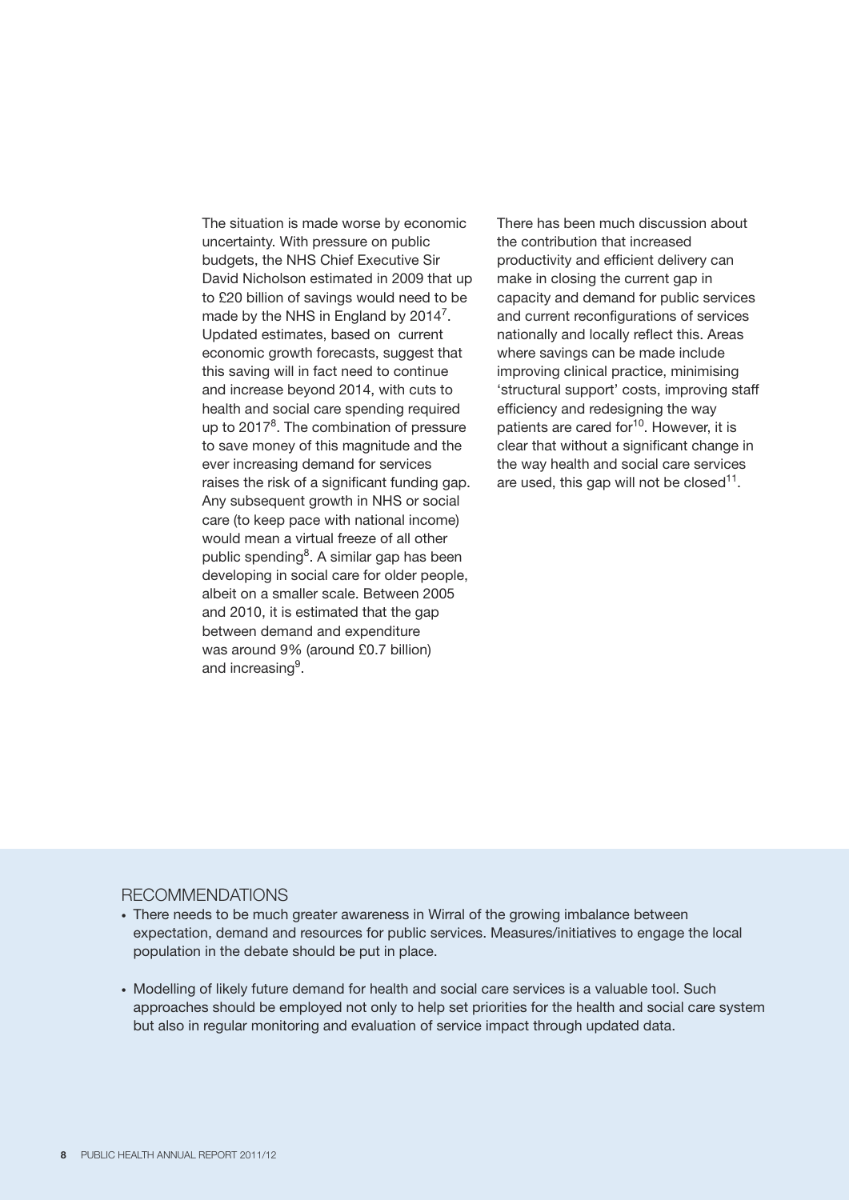The situation is made worse by economic uncertainty. With pressure on public budgets, the NHS Chief Executive Sir David Nicholson estimated in 2009 that up to £20 billion of savings would need to be made by the NHS in England by 2014[7]. Updated estimates, based on current economic growth forecasts, suggest that this saving will in fact need to continue and increase beyond 2014, with cuts to health and social care spending required up to 2017[8]. The combination of pressure to save money of this magnitude and the ever increasing demand for services raises the risk of a significant funding gap. Any subsequent growth in NHS or social care (to keep pace with national income) would mean a virtual freeze of all other public spending[8]. A similar gap has been developing in social care for older people, albeit on a smaller scale. Between 2005 and 2010, it is estimated that the gap between demand and expenditure was around 9% (around £0.7 billion) and increasing[9].

There has been much discussion about the contribution that increased productivity and efficient delivery can make in closing the current gap in capacity and demand for public services and current reconfigurations of services nationally and locally reflect this. Areas where savings can be made include improving clinical practice, minimising 'structural support' costs, improving staff efficiency and redesigning the way patients are cared for[10]. However, it is clear that without a significant change in the way health and social care services are used, this gap will not be closed[11].

## RECOMMENDATIONS

- There needs to be much greater awareness in Wirral of the growing imbalance between expectation, demand and resources for public services. Measures/initiatives to engage the local population in the debate should be put in place.
- Modelling of likely future demand for health and social care services is a valuable tool. Such approaches should be employed not only to help set priorities for the health and social care system but also in regular monitoring and evaluation of service impact through updated data.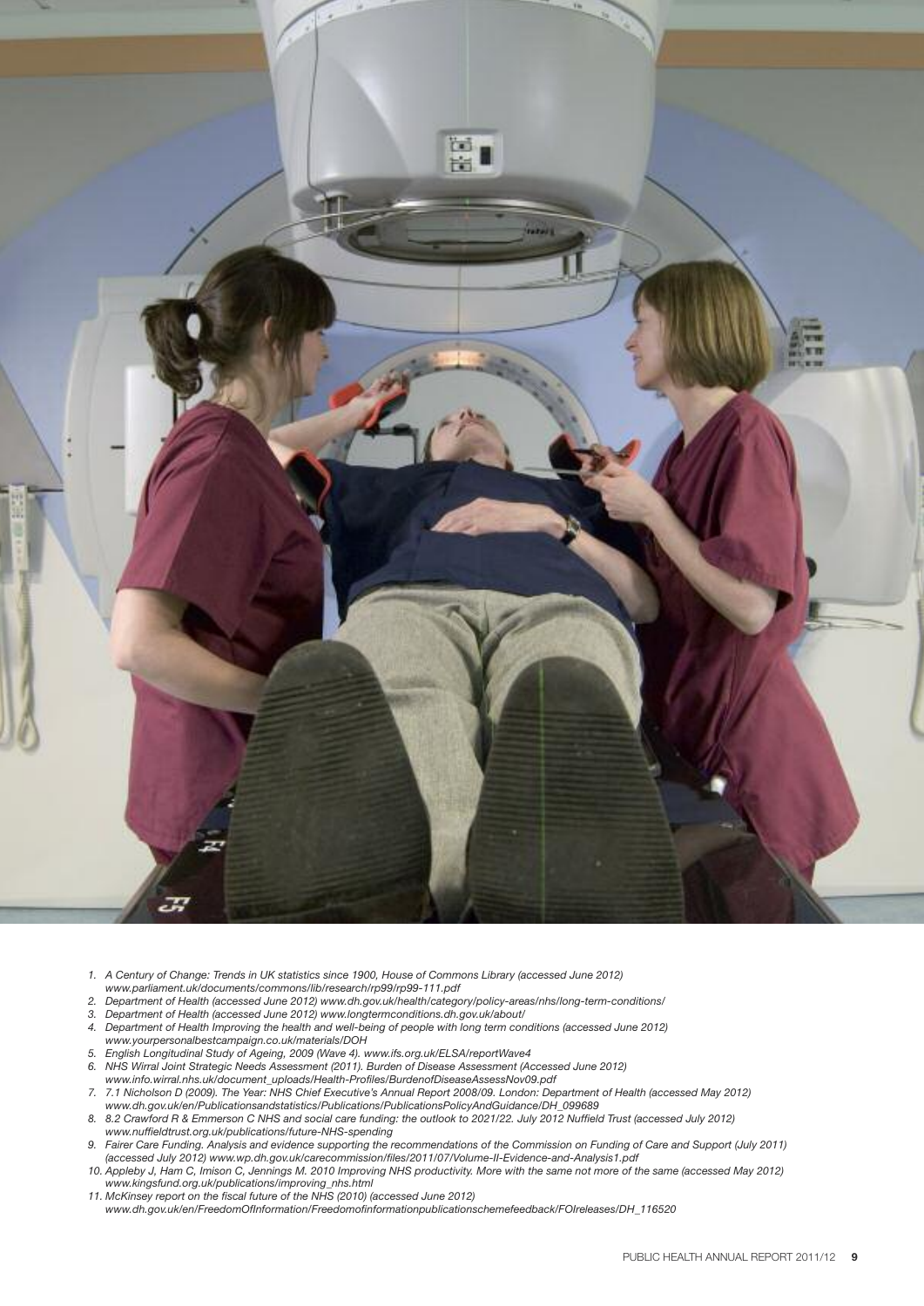1. A Century of Change: Trends in UK statistics since 1900, House of Commons Library (accessed June 2012) www.parliament.uk/documents/commons/lib/research/rp99/rp99-111.pdf
2. Department of Health (accessed June 2012) www.dh.gov.uk/health/category/policy-areas/nhs/long-term-conditions/
3. Department of Health (accessed June 2012) www.longtermconditions.dh.gov.uk/about/
4. Department of Health Improving the health and well-being of people with long term conditions (accessed June 2012) www.yourpersonalbestcampaign.co.uk/materials/DOH
5. English Longitudinal Study of Ageing, 2009 (Wave 4). www.ifs.org.uk/ELSA/reportWave4
6. NHS Wirral Joint Strategic Needs Assessment (2011). Burden of Disease Assessment (Accessed June 2012) www.info.wirral.nhs.uk/document_uploads/Health-Profiles/BurdenofDiseaseAssessNov09.pdf
7. 7.1 Nicholson D (2009). The Year: NHS Chief Executive's Annual Report 2008/09. London: Department of Health (accessed May 2012) www.dh.gov.uk/en/Publicationsandstatistics/Publications/PublicationsPolicyAndGuidance/DH_099689
8. 8.2 Crawford R & Emmerson C NHS and social care funding: the outlook to 2021/22. July 2012 Nuffield Trust (accessed July 2012) www.nuffieldtrust.org.uk/publications/future-NHS-spending
9. Fairer Care Funding. Analysis and evidence supporting the recommendations of the Commission on Funding of Care and Support (July 2011) (accessed July 2012) www.wp.dh.gov.uk/carecommission/files/2011/07/Volume-II-Evidence-and-Analysis1.pdf
10. Appleby J, Ham C, Imison C, Jennings M. 2010 Improving NHS productivity. More with the same not more of the same (accessed May 2012) www.kingsfund.org.uk/publications/improving_nhs.html
11. McKinsey report on the fiscal future of the NHS (2010) (accessed June 2012) www.dh.gov.uk/en/FreedomOfInformation/Freedomofinformationpublicationschemefeedback/FOIreleases/DH_116520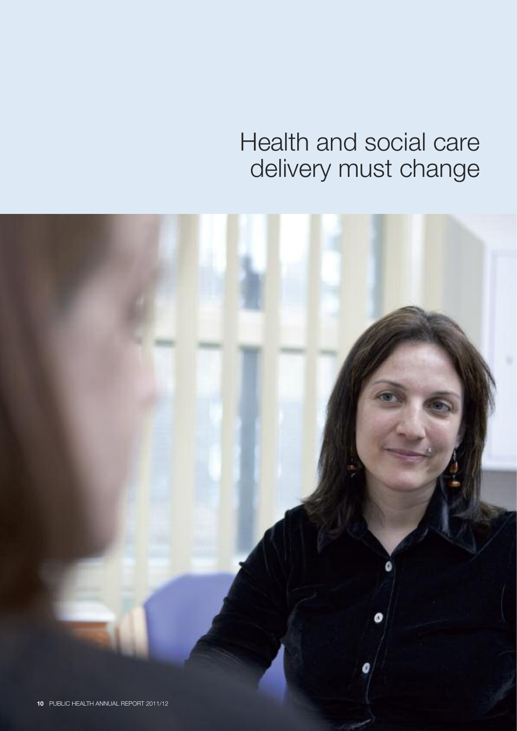# Health and social care delivery must change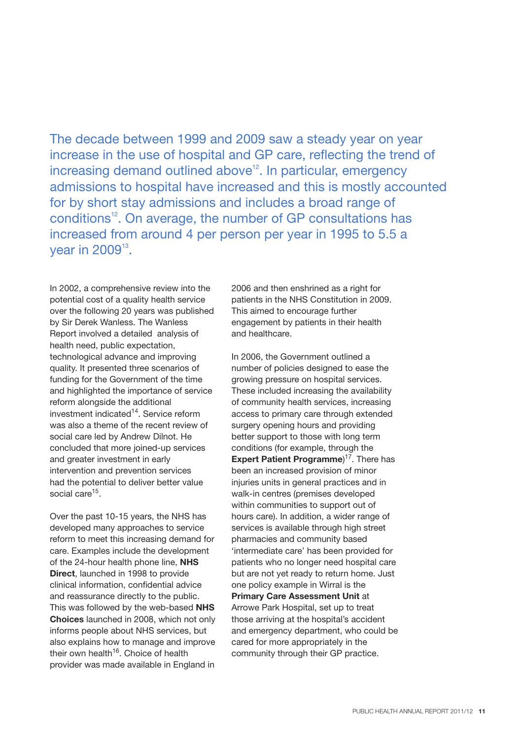The decade between 1999 and 2009 saw a steady year on year increase in the use of hospital and GP care, reflecting the trend of increasing demand outlined above[12]. In particular, emergency admissions to hospital have increased and this is mostly accounted for by short stay admissions and includes a broad range of conditions[12]. On average, the number of GP consultations has increased from around 4 per person per year in 1995 to 5.5 a year in 2009[13].

In 2002, a comprehensive review into the potential cost of a quality health service over the following 20 years was published by Sir Derek Wanless. The Wanless Report involved a detailed analysis of health need, public expectation, technological advance and improving quality. It presented three scenarios of funding for the Government of the time and highlighted the importance of service reform alongside the additional investment indicated[14]. Service reform was also a theme of the recent review of social care led by Andrew Dilnot. He concluded that more joined-up services and greater investment in early intervention and prevention services had the potential to deliver better value social care[15].

Over the past 10-15 years, the NHS has developed many approaches to service reform to meet this increasing demand for care. Examples include the development of the 24-hour health phone line, **NHS Direct**, launched in 1998 to provide clinical information, confidential advice and reassurance directly to the public. This was followed by the web-based **NHS Choices** launched in 2008, which not only informs people about NHS services, but also explains how to manage and improve their own health[16]. Choice of health provider was made available in England in 2006 and then enshrined as a right for patients in the NHS Constitution in 2009. This aimed to encourage further engagement by patients in their health and healthcare.

In 2006, the Government outlined a number of policies designed to ease the growing pressure on hospital services. These included increasing the availability of community health services, increasing access to primary care through extended surgery opening hours and providing better support to those with long term conditions (for example, through the **Expert Patient Programme**)[17]. There has been an increased provision of minor injuries units in general practices and in walk-in centres (premises developed within communities to support out of hours care). In addition, a wider range of services is available through high street pharmacies and community based 'intermediate care' has been provided for patients who no longer need hospital care but are not yet ready to return home. Just one policy example in Wirral is the **Primary Care Assessment Unit** at Arrowe Park Hospital, set up to treat those arriving at the hospital's accident and emergency department, who could be cared for more appropriately in the community through their GP practice.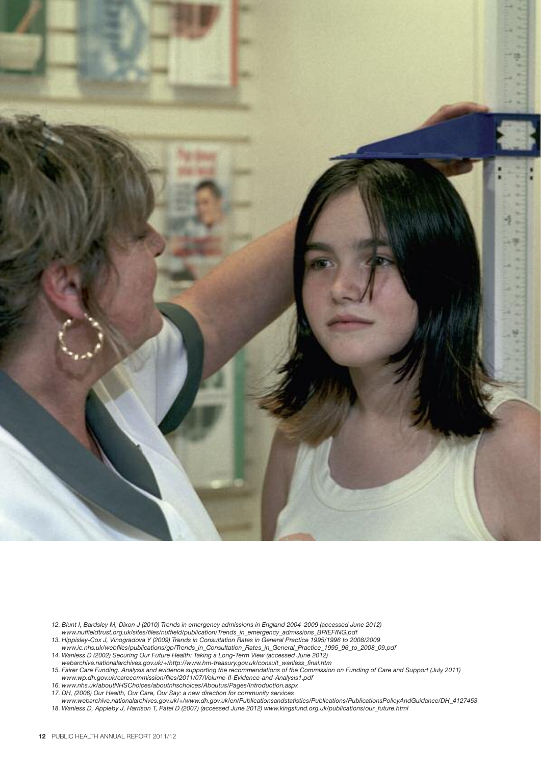12. Blunt I, Bardsley M, Dixon J (2010) Trends in emergency admissions in England 2004–2009 (accessed June 2012) www.nuffieldtrust.org.uk/sites/files/nuffield/publication/Trends_in_emergency_admissions_BRIEFING.pdf
13. Hippisley-Cox J, Vinogradova Y (2009) Trends in Consultation Rates in General Practice 1995/1996 to 2008/2009 www.ic.nhs.uk/webfiles/publications/gp/Trends_in_Consultation_Rates_in_General_Practice_1995_96_to_2008_09.pdf
14. Wanless D (2002) Securing Our Future Health: Taking a Long-Term View (accessed June 2012) webarchive.nationalarchives.gov.uk/+/http://www.hm-treasury.gov.uk/consult_wanless_final.htm
15. Fairer Care Funding. Analysis and evidence supporting the recommendations of the Commission on Funding of Care and Support (July 2011) www.wp.dh.gov.uk/carecommission/files/2011/07/Volume-II-Evidence-and-Analysis1.pdf
16. www.nhs.uk/aboutNHSChoices/aboutnhschoices/Aboutus/Pages/Introduction.aspx
17. DH, (2006) Our Health, Our Care, Our Say: a new direction for community services www.webarchive.nationalarchives.gov.uk/+/www.dh.gov.uk/en/Publicationsandstatistics/Publications/PublicationsPolicyAndGuidance/DH_4127453
18. Wanless D, Appleby J, Harrison T, Patel D (2007) (accessed June 2012) www.kingsfund.org.uk/publications/our_future.html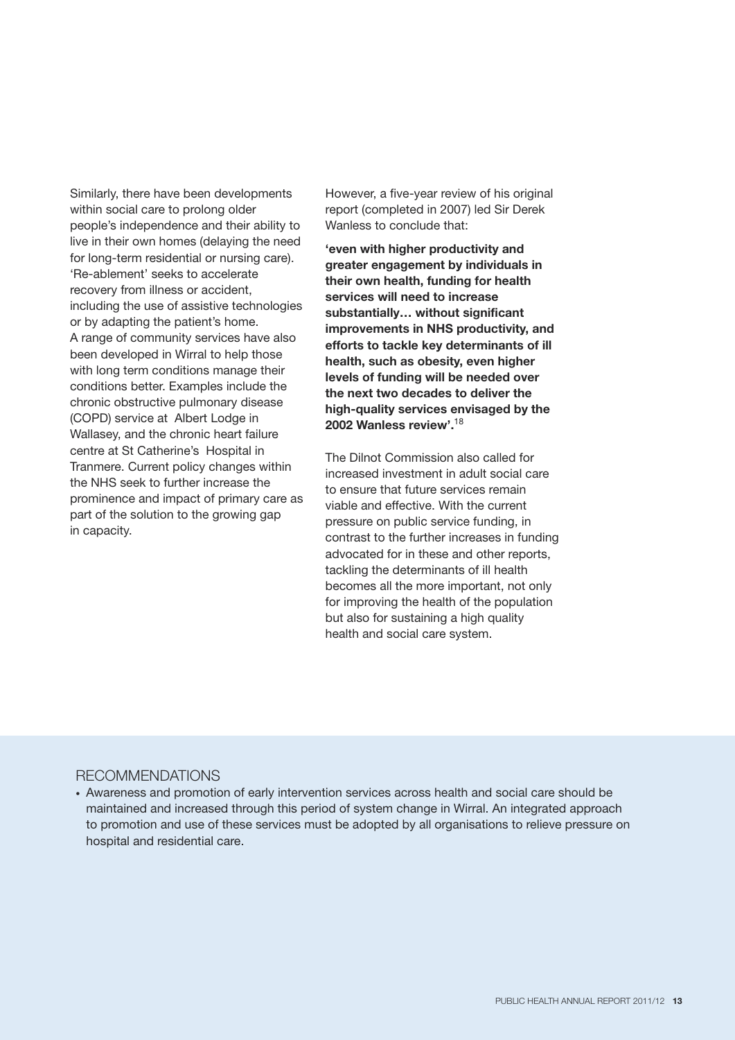Similarly, there have been developments within social care to prolong older people's independence and their ability to live in their own homes (delaying the need for long-term residential or nursing care). 'Re-ablement' seeks to accelerate recovery from illness or accident, including the use of assistive technologies or by adapting the patient's home. A range of community services have also been developed in Wirral to help those with long term conditions manage their conditions better. Examples include the chronic obstructive pulmonary disease (COPD) service at Albert Lodge in Wallasey, and the chronic heart failure centre at St Catherine's Hospital in Tranmere. Current policy changes within the NHS seek to further increase the prominence and impact of primary care as part of the solution to the growing gap in capacity.

However, a five-year review of his original report (completed in 2007) led Sir Derek Wanless to conclude that:

**'even with higher productivity and greater engagement by individuals in their own health, funding for health services will need to increase substantially… without significant improvements in NHS productivity, and efforts to tackle key determinants of ill health, such as obesity, even higher levels of funding will be needed over the next two decades to deliver the high-quality services envisaged by the 2002 Wanless review'.**[18]

The Dilnot Commission also called for increased investment in adult social care to ensure that future services remain viable and effective. With the current pressure on public service funding, in contrast to the further increases in funding advocated for in these and other reports, tackling the determinants of ill health becomes all the more important, not only for improving the health of the population but also for sustaining a high quality health and social care system.

## RECOMMENDATIONS

- Awareness and promotion of early intervention services across health and social care should be maintained and increased through this period of system change in Wirral. An integrated approach to promotion and use of these services must be adopted by all organisations to relieve pressure on hospital and residential care.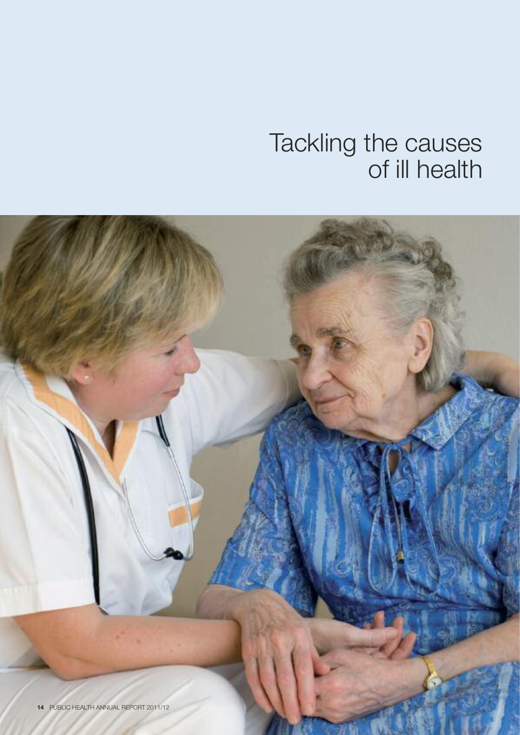# Tackling the causes of ill health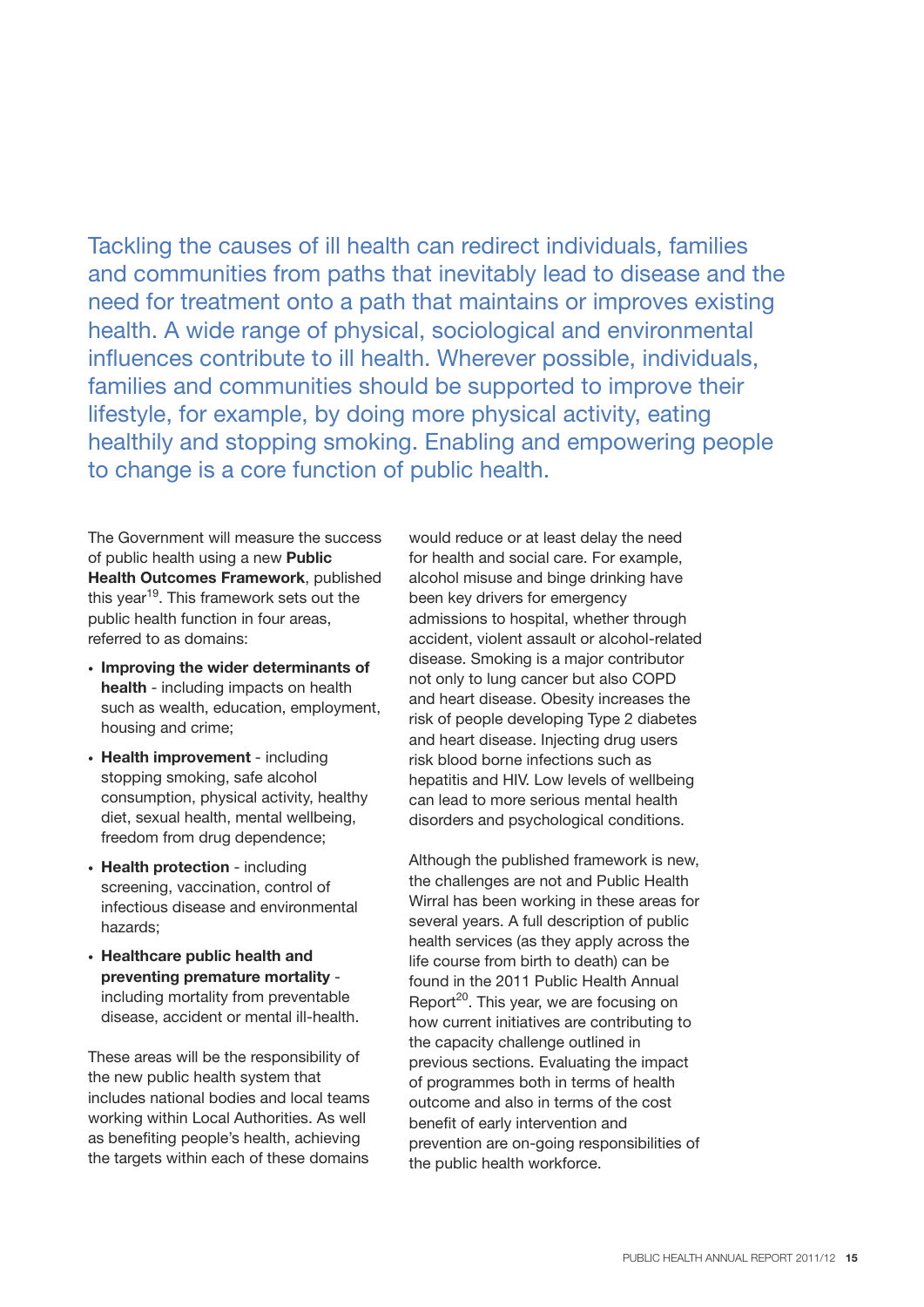Tackling the causes of ill health can redirect individuals, families and communities from paths that inevitably lead to disease and the need for treatment onto a path that maintains or improves existing health. A wide range of physical, sociological and environmental influences contribute to ill health. Wherever possible, individuals, families and communities should be supported to improve their lifestyle, for example, by doing more physical activity, eating healthily and stopping smoking. Enabling and empowering people to change is a core function of public health.

The Government will measure the success of public health using a new **Public Health Outcomes Framework**, published this year[19]. This framework sets out the public health function in four areas, referred to as domains:

- **Improving the wider determinants of health** - including impacts on health such as wealth, education, employment, housing and crime;
- **Health improvement** - including stopping smoking, safe alcohol consumption, physical activity, healthy diet, sexual health, mental wellbeing, freedom from drug dependence;
- **Health protection** - including screening, vaccination, control of infectious disease and environmental hazards;
- **Healthcare public health and preventing premature mortality** - including mortality from preventable disease, accident or mental ill-health.

These areas will be the responsibility of the new public health system that includes national bodies and local teams working within Local Authorities. As well as benefiting people's health, achieving the targets within each of these domains would reduce or at least delay the need for health and social care. For example, alcohol misuse and binge drinking have been key drivers for emergency admissions to hospital, whether through accident, violent assault or alcohol-related disease. Smoking is a major contributor not only to lung cancer but also COPD and heart disease. Obesity increases the risk of people developing Type 2 diabetes and heart disease. Injecting drug users risk blood borne infections such as hepatitis and HIV. Low levels of wellbeing can lead to more serious mental health disorders and psychological conditions.

Although the published framework is new, the challenges are not and Public Health Wirral has been working in these areas for several years. A full description of public health services (as they apply across the life course from birth to death) can be found in the 2011 Public Health Annual Report[20]. This year, we are focusing on how current initiatives are contributing to the capacity challenge outlined in previous sections. Evaluating the impact of programmes both in terms of health outcome and also in terms of the cost benefit of early intervention and prevention are on-going responsibilities of the public health workforce.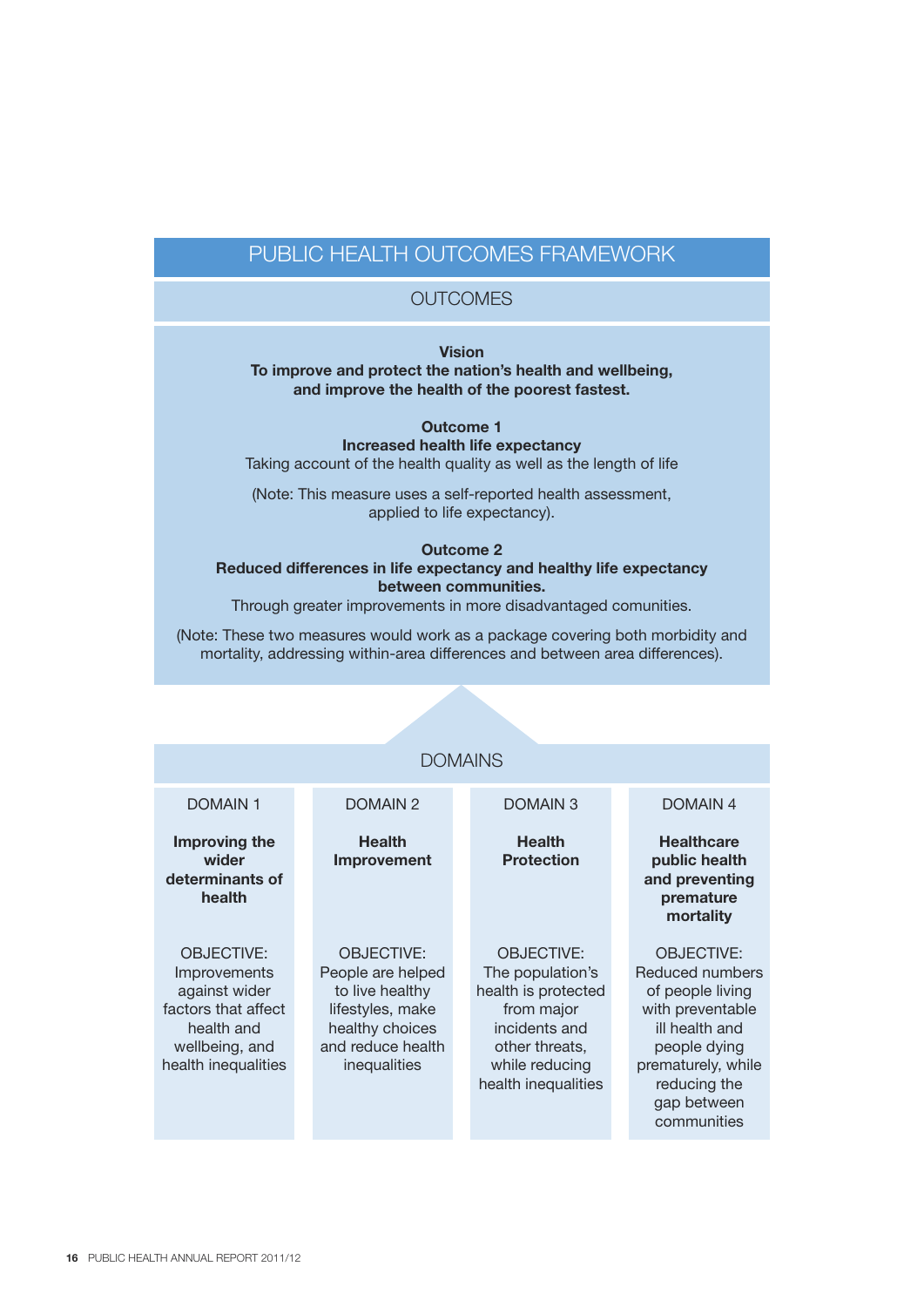# PUBLIC HEALTH OUTCOMES FRAMEWORK

## OUTCOMES

**Vision**
**To improve and protect the nation's health and wellbeing, and improve the health of the poorest fastest.**

**Outcome 1**
**Increased health life expectancy**
Taking account of the health quality as well as the length of life

(Note: This measure uses a self-reported health assessment, applied to life expectancy).

**Outcome 2**
**Reduced differences in life expectancy and healthy life expectancy between communities.**
Through greater improvements in more disadvantaged comunities.

(Note: These two measures would work as a package covering both morbidity and mortality, addressing within-area differences and between area differences).

## DOMAINS

| DOMAIN 1 | DOMAIN 2 | DOMAIN 3 | DOMAIN 4 |
|---|---|---|---|
| **Improving the wider determinants of health** | **Health Improvement** | **Health Protection** | **Healthcare public health and preventing premature mortality** |
| OBJECTIVE: Improvements against wider factors that affect health and wellbeing, and health inequalities | OBJECTIVE: People are helped to live healthy lifestyles, make healthy choices and reduce health inequalities | OBJECTIVE: The population's health is protected from major incidents and other threats, while reducing health inequalities | OBJECTIVE: Reduced numbers of people living with preventable ill health and people dying prematurely, while reducing the gap between communities |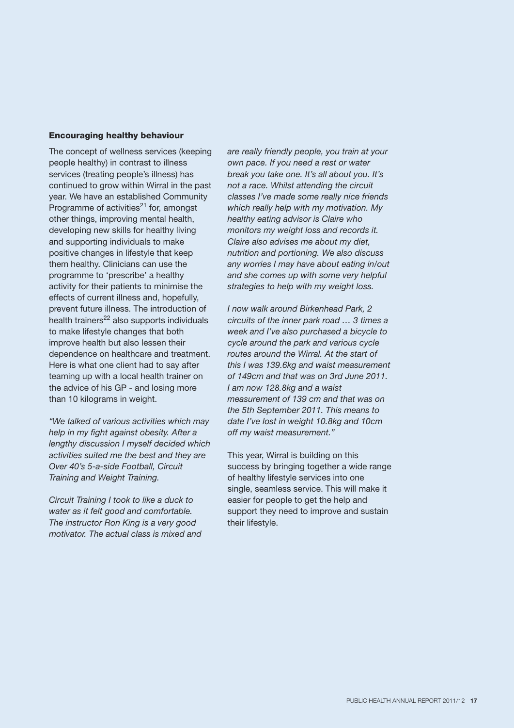### Encouraging healthy behaviour

The concept of wellness services (keeping people healthy) in contrast to illness services (treating people's illness) has continued to grow within Wirral in the past year. We have an established Community Programme of activities[21] for, amongst other things, improving mental health, developing new skills for healthy living and supporting individuals to make positive changes in lifestyle that keep them healthy. Clinicians can use the programme to 'prescribe' a healthy activity for their patients to minimise the effects of current illness and, hopefully, prevent future illness. The introduction of health trainers[22] also supports individuals to make lifestyle changes that both improve health but also lessen their dependence on healthcare and treatment. Here is what one client had to say after teaming up with a local health trainer on the advice of his GP - and losing more than 10 kilograms in weight.

*"We talked of various activities which may help in my fight against obesity. After a lengthy discussion I myself decided which activities suited me the best and they are Over 40's 5-a-side Football, Circuit Training and Weight Training.*

*Circuit Training I took to like a duck to water as it felt good and comfortable. The instructor Ron King is a very good motivator. The actual class is mixed and are really friendly people, you train at your own pace. If you need a rest or water break you take one. It's all about you. It's not a race. Whilst attending the circuit classes I've made some really nice friends which really help with my motivation. My healthy eating advisor is Claire who monitors my weight loss and records it. Claire also advises me about my diet, nutrition and portioning. We also discuss any worries I may have about eating in/out and she comes up with some very helpful strategies to help with my weight loss.*

*I now walk around Birkenhead Park, 2 circuits of the inner park road … 3 times a week and I've also purchased a bicycle to cycle around the park and various cycle routes around the Wirral. At the start of this I was 139.6kg and waist measurement of 149cm and that was on 3rd June 2011. I am now 128.8kg and a waist measurement of 139 cm and that was on the 5th September 2011. This means to date I've lost in weight 10.8kg and 10cm off my waist measurement."*

This year, Wirral is building on this success by bringing together a wide range of healthy lifestyle services into one single, seamless service. This will make it easier for people to get the help and support they need to improve and sustain their lifestyle.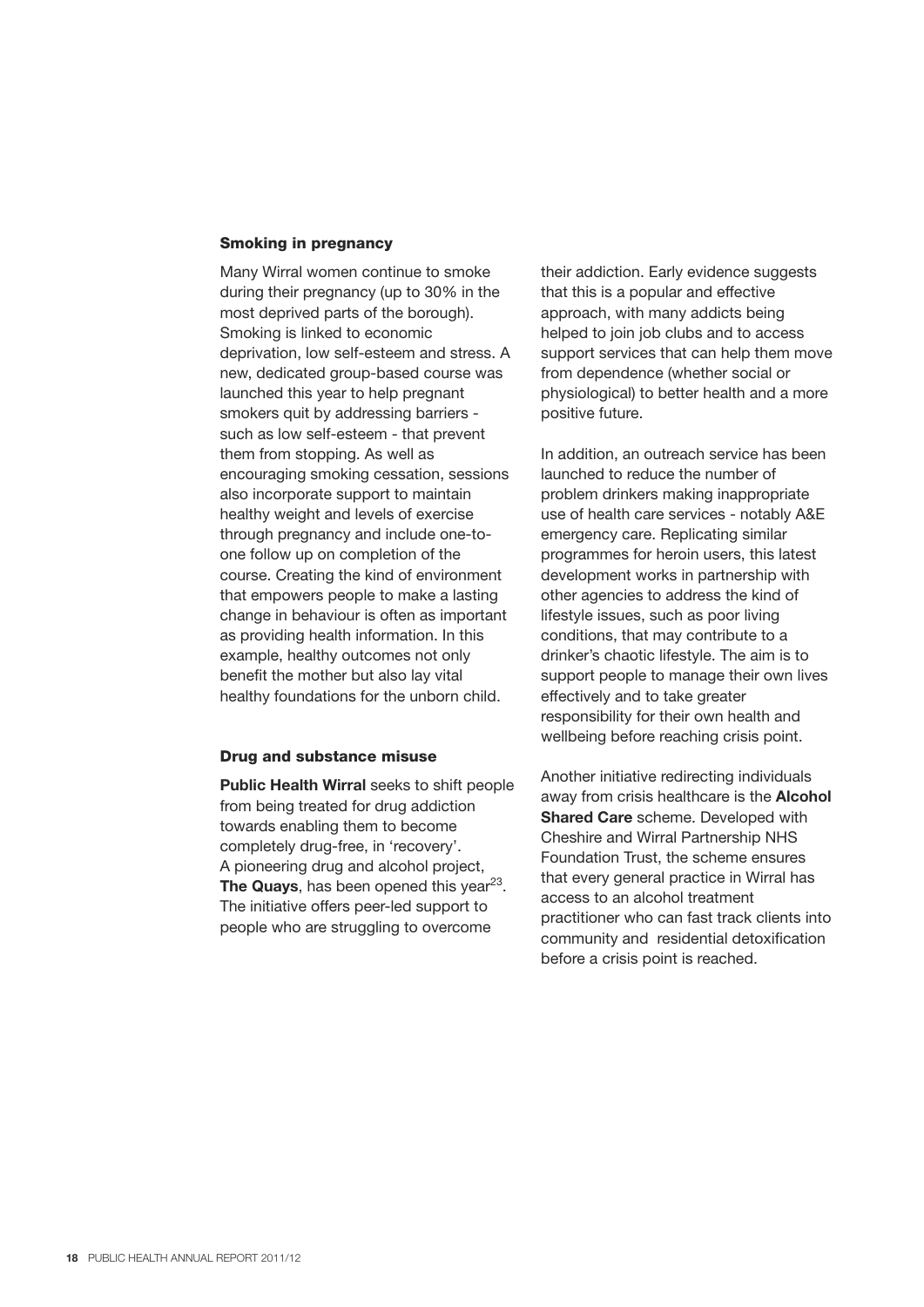### Smoking in pregnancy

Many Wirral women continue to smoke during their pregnancy (up to 30% in the most deprived parts of the borough). Smoking is linked to economic deprivation, low self-esteem and stress. A new, dedicated group-based course was launched this year to help pregnant smokers quit by addressing barriers - such as low self-esteem - that prevent them from stopping. As well as encouraging smoking cessation, sessions also incorporate support to maintain healthy weight and levels of exercise through pregnancy and include one-to-one follow up on completion of the course. Creating the kind of environment that empowers people to make a lasting change in behaviour is often as important as providing health information. In this example, healthy outcomes not only benefit the mother but also lay vital healthy foundations for the unborn child.

### Drug and substance misuse

**Public Health Wirral** seeks to shift people from being treated for drug addiction towards enabling them to become completely drug-free, in 'recovery'. A pioneering drug and alcohol project, **The Quays**, has been opened this year[23]. The initiative offers peer-led support to people who are struggling to overcome their addiction. Early evidence suggests that this is a popular and effective approach, with many addicts being helped to join job clubs and to access support services that can help them move from dependence (whether social or physiological) to better health and a more positive future.

In addition, an outreach service has been launched to reduce the number of problem drinkers making inappropriate use of health care services - notably A&E emergency care. Replicating similar programmes for heroin users, this latest development works in partnership with other agencies to address the kind of lifestyle issues, such as poor living conditions, that may contribute to a drinker's chaotic lifestyle. The aim is to support people to manage their own lives effectively and to take greater responsibility for their own health and wellbeing before reaching crisis point.

Another initiative redirecting individuals away from crisis healthcare is the **Alcohol Shared Care** scheme. Developed with Cheshire and Wirral Partnership NHS Foundation Trust, the scheme ensures that every general practice in Wirral has access to an alcohol treatment practitioner who can fast track clients into community and residential detoxification before a crisis point is reached.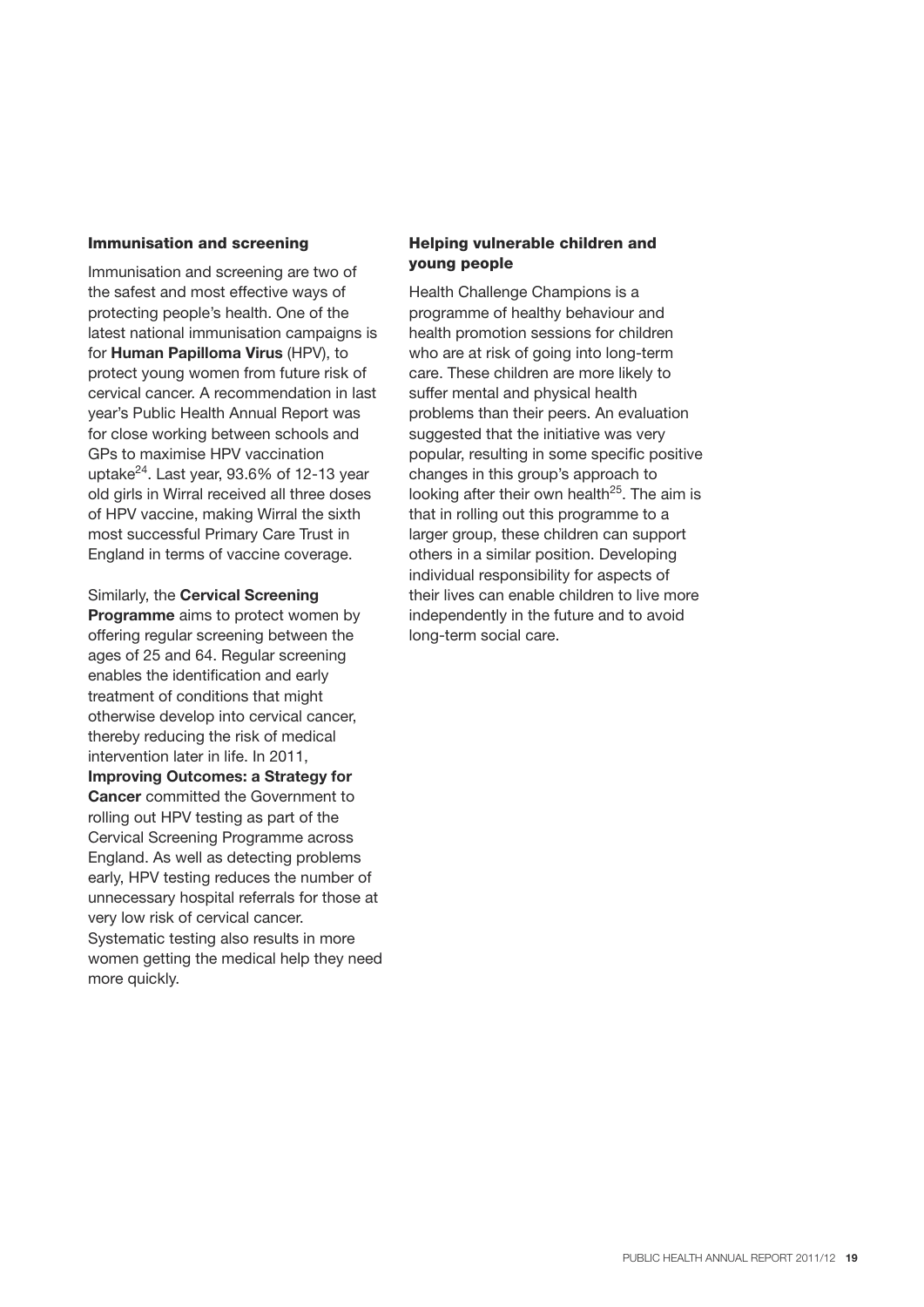### Immunisation and screening

Immunisation and screening are two of the safest and most effective ways of protecting people's health. One of the latest national immunisation campaigns is for **Human Papilloma Virus** (HPV), to protect young women from future risk of cervical cancer. A recommendation in last year's Public Health Annual Report was for close working between schools and GPs to maximise HPV vaccination uptake[24]. Last year, 93.6% of 12-13 year old girls in Wirral received all three doses of HPV vaccine, making Wirral the sixth most successful Primary Care Trust in England in terms of vaccine coverage.

Similarly, the **Cervical Screening Programme** aims to protect women by offering regular screening between the ages of 25 and 64. Regular screening enables the identification and early treatment of conditions that might otherwise develop into cervical cancer, thereby reducing the risk of medical intervention later in life. In 2011, **Improving Outcomes: a Strategy for Cancer** committed the Government to rolling out HPV testing as part of the Cervical Screening Programme across England. As well as detecting problems early, HPV testing reduces the number of unnecessary hospital referrals for those at very low risk of cervical cancer. Systematic testing also results in more women getting the medical help they need more quickly.

### Helping vulnerable children and young people

Health Challenge Champions is a programme of healthy behaviour and health promotion sessions for children who are at risk of going into long-term care. These children are more likely to suffer mental and physical health problems than their peers. An evaluation suggested that the initiative was very popular, resulting in some specific positive changes in this group's approach to looking after their own health[25]. The aim is that in rolling out this programme to a larger group, these children can support others in a similar position. Developing individual responsibility for aspects of their lives can enable children to live more independently in the future and to avoid long-term social care.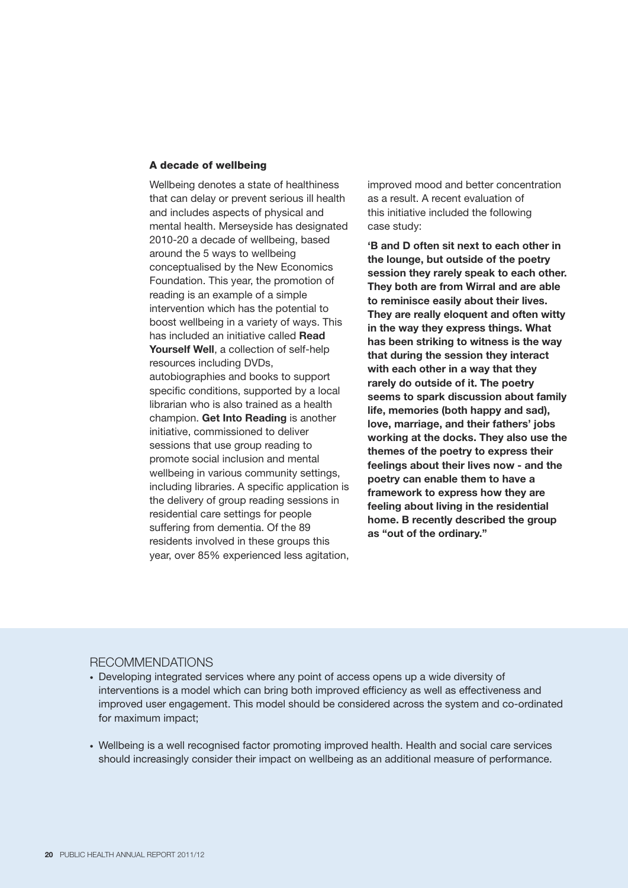### A decade of wellbeing

Wellbeing denotes a state of healthiness that can delay or prevent serious ill health and includes aspects of physical and mental health. Merseyside has designated 2010-20 a decade of wellbeing, based around the 5 ways to wellbeing conceptualised by the New Economics Foundation. This year, the promotion of reading is an example of a simple intervention which has the potential to boost wellbeing in a variety of ways. This has included an initiative called **Read Yourself Well**, a collection of self-help resources including DVDs, autobiographies and books to support specific conditions, supported by a local librarian who is also trained as a health champion. **Get Into Reading** is another initiative, commissioned to deliver sessions that use group reading to promote social inclusion and mental wellbeing in various community settings, including libraries. A specific application is the delivery of group reading sessions in residential care settings for people suffering from dementia. Of the 89 residents involved in these groups this year, over 85% experienced less agitation, improved mood and better concentration as a result. A recent evaluation of this initiative included the following case study:

**'B and D often sit next to each other in the lounge, but outside of the poetry session they rarely speak to each other. They both are from Wirral and are able to reminisce easily about their lives. They are really eloquent and often witty in the way they express things. What has been striking to witness is the way that during the session they interact with each other in a way that they rarely do outside of it. The poetry seems to spark discussion about family life, memories (both happy and sad), love, marriage, and their fathers' jobs working at the docks. They also use the themes of the poetry to express their feelings about their lives now - and the poetry can enable them to have a framework to express how they are feeling about living in the residential home. B recently described the group as "out of the ordinary."**

## RECOMMENDATIONS

- Developing integrated services where any point of access opens up a wide diversity of interventions is a model which can bring both improved efficiency as well as effectiveness and improved user engagement. This model should be considered across the system and co-ordinated for maximum impact;
- Wellbeing is a well recognised factor promoting improved health. Health and social care services should increasingly consider their impact on wellbeing as an additional measure of performance.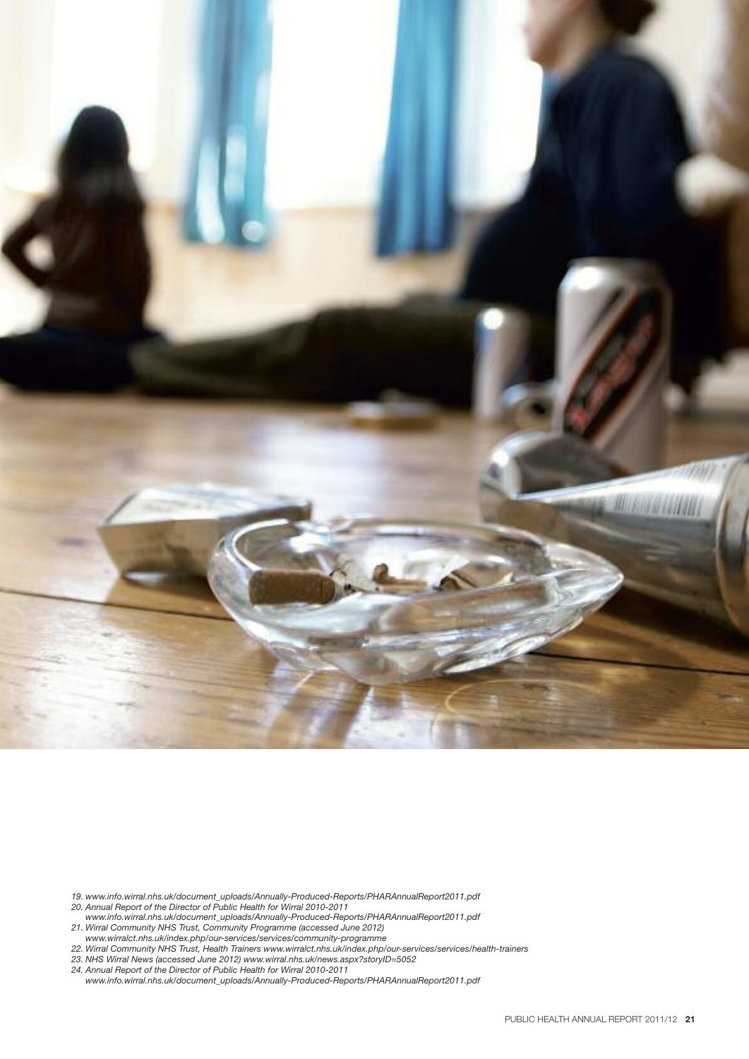19. www.info.wirral.nhs.uk/document_uploads/Annually-Produced-Reports/PHARAnnualReport2011.pdf
20. Annual Report of the Director of Public Health for Wirral 2010-2011
    www.info.wirral.nhs.uk/document_uploads/Annually-Produced-Reports/PHARAnnualReport2011.pdf
21. Wirral Community NHS Trust, Community Programme (accessed June 2012)
    www.wirralct.nhs.uk/index.php/our-services/services/community-programme
22. Wirral Community NHS Trust, Health Trainers www.wirralct.nhs.uk/index.php/our-services/services/health-trainers
23. NHS Wirral News (accessed June 2012) www.wirral.nhs.uk/news.aspx?storyID=5052
24. Annual Report of the Director of Public Health for Wirral 2010-2011
    www.info.wirral.nhs.uk/document_uploads/Annually-Produced-Reports/PHARAnnualReport2011.pdf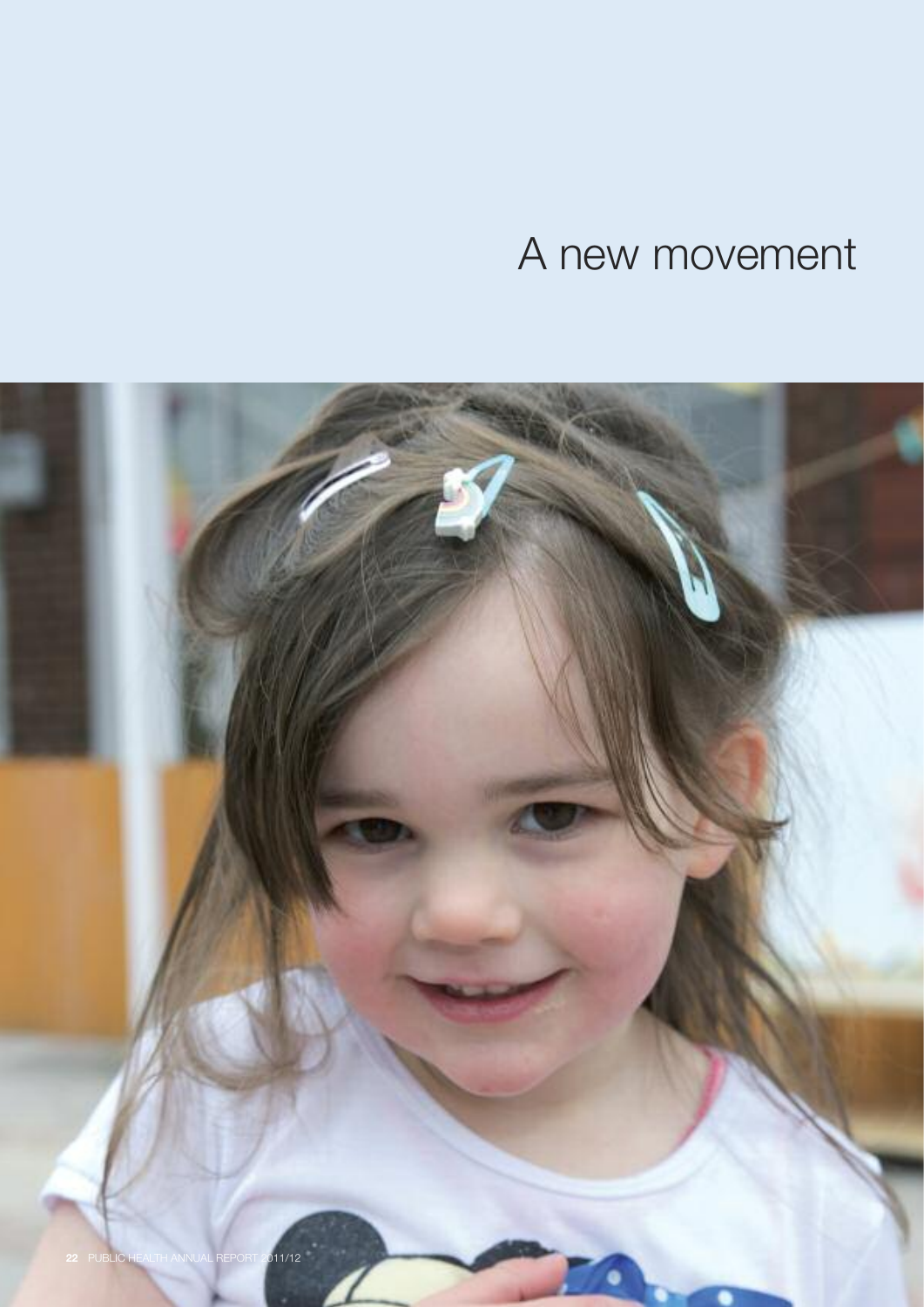# A new movement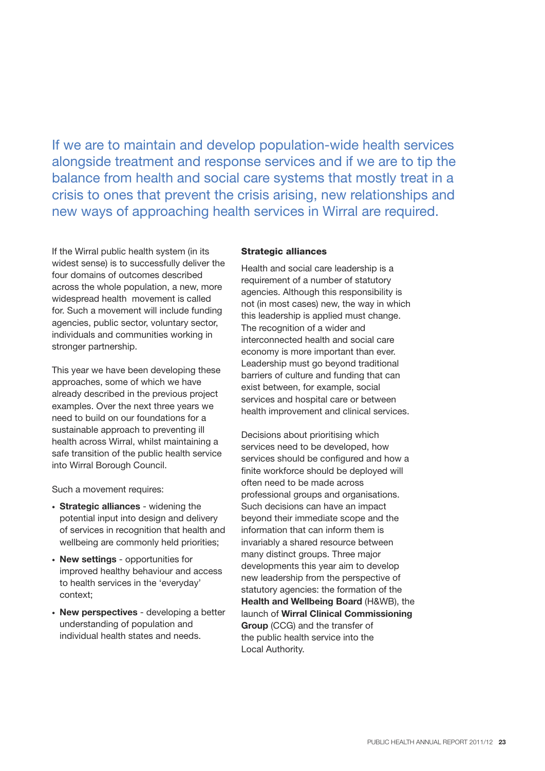If we are to maintain and develop population-wide health services alongside treatment and response services and if we are to tip the balance from health and social care systems that mostly treat in a crisis to ones that prevent the crisis arising, new relationships and new ways of approaching health services in Wirral are required.

If the Wirral public health system (in its widest sense) is to successfully deliver the four domains of outcomes described across the whole population, a new, more widespread health movement is called for. Such a movement will include funding agencies, public sector, voluntary sector, individuals and communities working in stronger partnership.

This year we have been developing these approaches, some of which we have already described in the previous project examples. Over the next three years we need to build on our foundations for a sustainable approach to preventing ill health across Wirral, whilst maintaining a safe transition of the public health service into Wirral Borough Council.

Such a movement requires:

- **Strategic alliances** - widening the potential input into design and delivery of services in recognition that health and wellbeing are commonly held priorities;
- **New settings** - opportunities for improved healthy behaviour and access to health services in the 'everyday' context;
- **New perspectives** - developing a better understanding of population and individual health states and needs.

### Strategic alliances

Health and social care leadership is a requirement of a number of statutory agencies. Although this responsibility is not (in most cases) new, the way in which this leadership is applied must change. The recognition of a wider and interconnected health and social care economy is more important than ever. Leadership must go beyond traditional barriers of culture and funding that can exist between, for example, social services and hospital care or between health improvement and clinical services.

Decisions about prioritising which services need to be developed, how services should be configured and how a finite workforce should be deployed will often need to be made across professional groups and organisations. Such decisions can have an impact beyond their immediate scope and the information that can inform them is invariably a shared resource between many distinct groups. Three major developments this year aim to develop new leadership from the perspective of statutory agencies: the formation of the **Health and Wellbeing Board** (H&WB), the launch of **Wirral Clinical Commissioning Group** (CCG) and the transfer of the public health service into the Local Authority.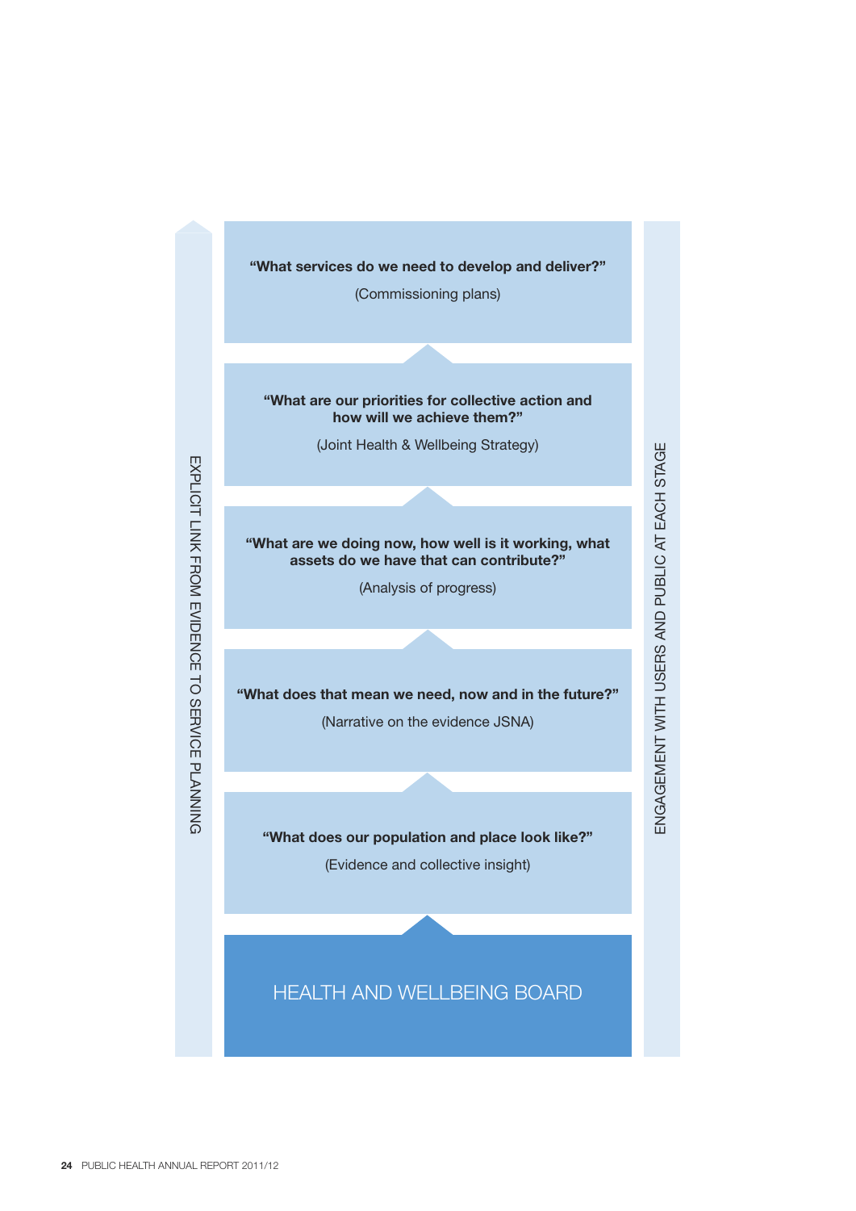EXPLICIT LINK FROM EVIDENCE TO SERVICE PLANNING

**"What services do we need to develop and deliver?"**

(Commissioning plans)

**"What are our priorities for collective action and how will we achieve them?"**

(Joint Health & Wellbeing Strategy)

**"What are we doing now, how well is it working, what assets do we have that can contribute?"**

(Analysis of progress)

**"What does that mean we need, now and in the future?"**

(Narrative on the evidence JSNA)

**"What does our population and place look like?"**

(Evidence and collective insight)

HEALTH AND WELLBEING BOARD

ENGAGEMENT WITH USERS AND PUBLIC AT EACH STAGE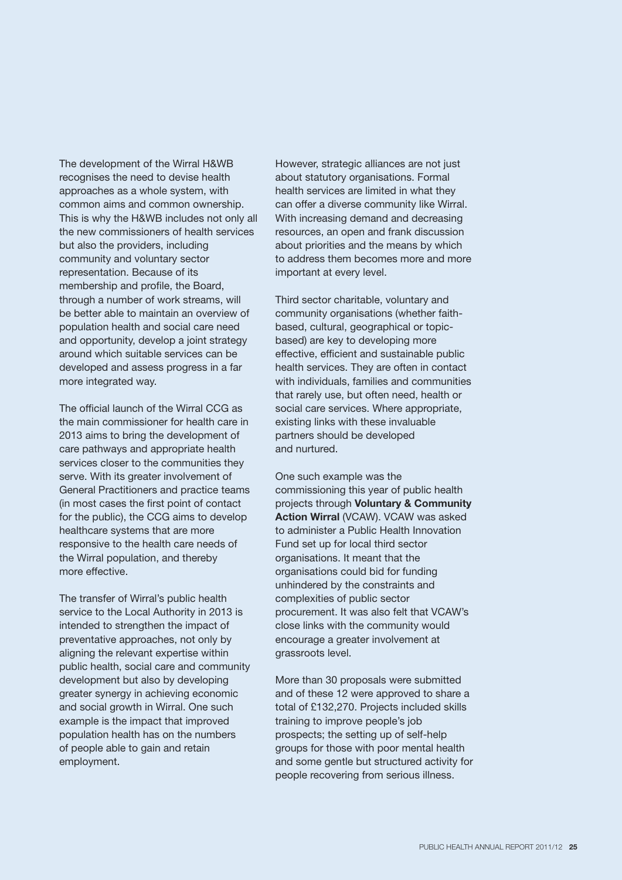The development of the Wirral H&WB recognises the need to devise health approaches as a whole system, with common aims and common ownership. This is why the H&WB includes not only all the new commissioners of health services but also the providers, including community and voluntary sector representation. Because of its membership and profile, the Board, through a number of work streams, will be better able to maintain an overview of population health and social care need and opportunity, develop a joint strategy around which suitable services can be developed and assess progress in a far more integrated way.

The official launch of the Wirral CCG as the main commissioner for health care in 2013 aims to bring the development of care pathways and appropriate health services closer to the communities they serve. With its greater involvement of General Practitioners and practice teams (in most cases the first point of contact for the public), the CCG aims to develop healthcare systems that are more responsive to the health care needs of the Wirral population, and thereby more effective.

The transfer of Wirral's public health service to the Local Authority in 2013 is intended to strengthen the impact of preventative approaches, not only by aligning the relevant expertise within public health, social care and community development but also by developing greater synergy in achieving economic and social growth in Wirral. One such example is the impact that improved population health has on the numbers of people able to gain and retain employment.

However, strategic alliances are not just about statutory organisations. Formal health services are limited in what they can offer a diverse community like Wirral. With increasing demand and decreasing resources, an open and frank discussion about priorities and the means by which to address them becomes more and more important at every level.

Third sector charitable, voluntary and community organisations (whether faith-based, cultural, geographical or topic-based) are key to developing more effective, efficient and sustainable public health services. They are often in contact with individuals, families and communities that rarely use, but often need, health or social care services. Where appropriate, existing links with these invaluable partners should be developed and nurtured.

One such example was the commissioning this year of public health projects through **Voluntary & Community Action Wirral** (VCAW). VCAW was asked to administer a Public Health Innovation Fund set up for local third sector organisations. It meant that the organisations could bid for funding unhindered by the constraints and complexities of public sector procurement. It was also felt that VCAW's close links with the community would encourage a greater involvement at grassroots level.

More than 30 proposals were submitted and of these 12 were approved to share a total of £132,270. Projects included skills training to improve people's job prospects; the setting up of self-help groups for those with poor mental health and some gentle but structured activity for people recovering from serious illness.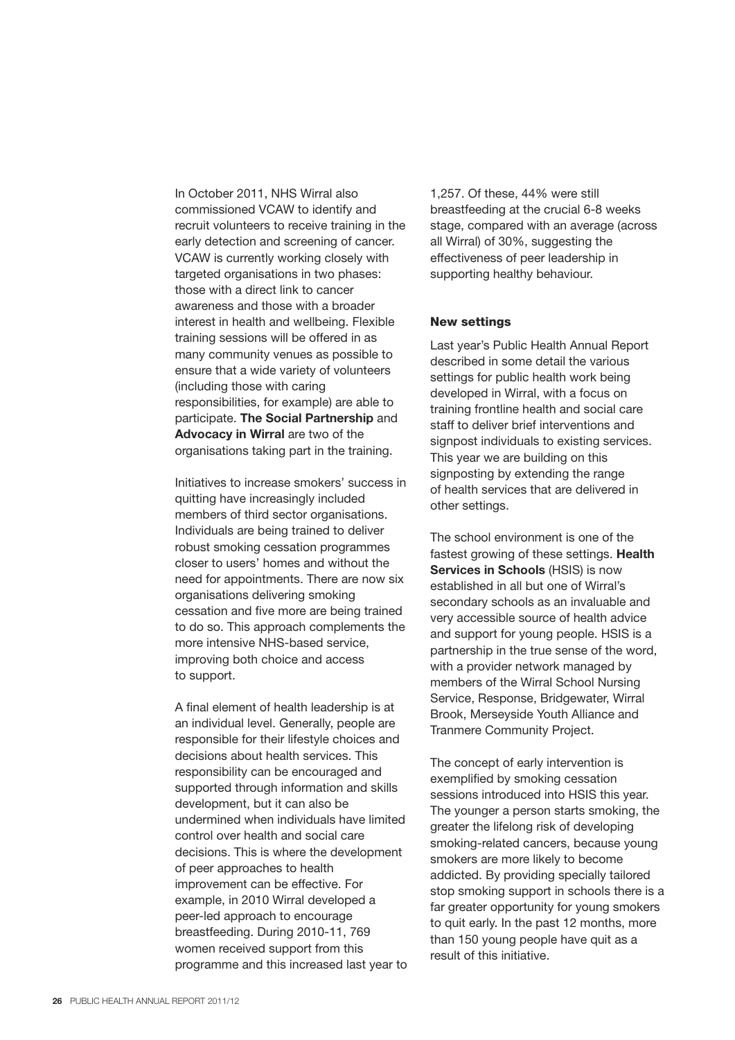In October 2011, NHS Wirral also commissioned VCAW to identify and recruit volunteers to receive training in the early detection and screening of cancer. VCAW is currently working closely with targeted organisations in two phases: those with a direct link to cancer awareness and those with a broader interest in health and wellbeing. Flexible training sessions will be offered in as many community venues as possible to ensure that a wide variety of volunteers (including those with caring responsibilities, for example) are able to participate. **The Social Partnership** and **Advocacy in Wirral** are two of the organisations taking part in the training.

Initiatives to increase smokers' success in quitting have increasingly included members of third sector organisations. Individuals are being trained to deliver robust smoking cessation programmes closer to users' homes and without the need for appointments. There are now six organisations delivering smoking cessation and five more are being trained to do so. This approach complements the more intensive NHS-based service, improving both choice and access to support.

A final element of health leadership is at an individual level. Generally, people are responsible for their lifestyle choices and decisions about health services. This responsibility can be encouraged and supported through information and skills development, but it can also be undermined when individuals have limited control over health and social care decisions. This is where the development of peer approaches to health improvement can be effective. For example, in 2010 Wirral developed a peer-led approach to encourage breastfeeding. During 2010-11, 769 women received support from this programme and this increased last year to 1,257. Of these, 44% were still breastfeeding at the crucial 6-8 weeks stage, compared with an average (across all Wirral) of 30%, suggesting the effectiveness of peer leadership in supporting healthy behaviour.

## New settings

Last year's Public Health Annual Report described in some detail the various settings for public health work being developed in Wirral, with a focus on training frontline health and social care staff to deliver brief interventions and signpost individuals to existing services. This year we are building on this signposting by extending the range of health services that are delivered in other settings.

The school environment is one of the fastest growing of these settings. **Health Services in Schools** (HSIS) is now established in all but one of Wirral's secondary schools as an invaluable and very accessible source of health advice and support for young people. HSIS is a partnership in the true sense of the word, with a provider network managed by members of the Wirral School Nursing Service, Response, Bridgewater, Wirral Brook, Merseyside Youth Alliance and Tranmere Community Project.

The concept of early intervention is exemplified by smoking cessation sessions introduced into HSIS this year. The younger a person starts smoking, the greater the lifelong risk of developing smoking-related cancers, because young smokers are more likely to become addicted. By providing specially tailored stop smoking support in schools there is a far greater opportunity for young smokers to quit early. In the past 12 months, more than 150 young people have quit as a result of this initiative.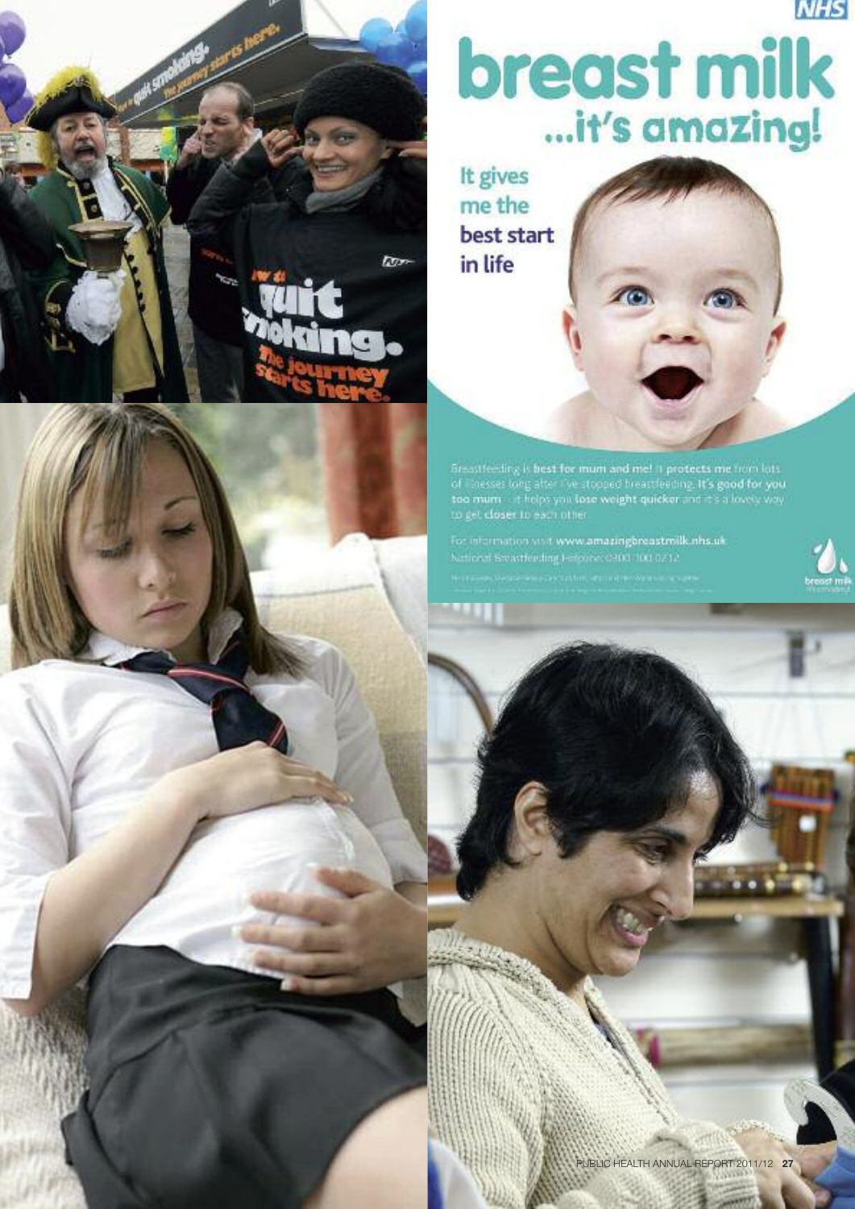# breast milk ...it's amazing!

It gives me the **best start** in life

Breastfeeding is **best for mum and me!** It **protects me** from lots of illnesses long after I've stopped breastfeeding. **It's good for you too mum** – it helps you **lose weight quicker** and it's a lovely way to get **closer** to each other

For information visit **www.amazingbreastmilk.nhs.uk**

National Breastfeeding Helpline: 0300 100 0212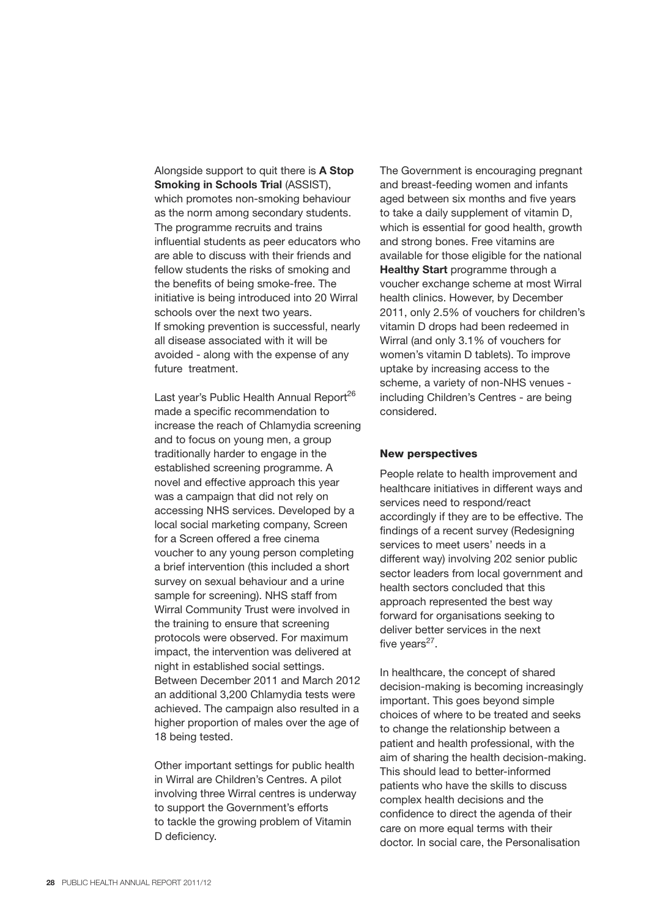Alongside support to quit there is **A Stop Smoking in Schools Trial** (ASSIST), which promotes non-smoking behaviour as the norm among secondary students. The programme recruits and trains influential students as peer educators who are able to discuss with their friends and fellow students the risks of smoking and the benefits of being smoke-free. The initiative is being introduced into 20 Wirral schools over the next two years. If smoking prevention is successful, nearly all disease associated with it will be avoided - along with the expense of any future treatment.

Last year's Public Health Annual Report[26] made a specific recommendation to increase the reach of Chlamydia screening and to focus on young men, a group traditionally harder to engage in the established screening programme. A novel and effective approach this year was a campaign that did not rely on accessing NHS services. Developed by a local social marketing company, Screen for a Screen offered a free cinema voucher to any young person completing a brief intervention (this included a short survey on sexual behaviour and a urine sample for screening). NHS staff from Wirral Community Trust were involved in the training to ensure that screening protocols were observed. For maximum impact, the intervention was delivered at night in established social settings. Between December 2011 and March 2012 an additional 3,200 Chlamydia tests were achieved. The campaign also resulted in a higher proportion of males over the age of 18 being tested.

Other important settings for public health in Wirral are Children's Centres. A pilot involving three Wirral centres is underway to support the Government's efforts to tackle the growing problem of Vitamin D deficiency.

The Government is encouraging pregnant and breast-feeding women and infants aged between six months and five years to take a daily supplement of vitamin D, which is essential for good health, growth and strong bones. Free vitamins are available for those eligible for the national **Healthy Start** programme through a voucher exchange scheme at most Wirral health clinics. However, by December 2011, only 2.5% of vouchers for children's vitamin D drops had been redeemed in Wirral (and only 3.1% of vouchers for women's vitamin D tablets). To improve uptake by increasing access to the scheme, a variety of non-NHS venues - including Children's Centres - are being considered.

## New perspectives

People relate to health improvement and healthcare initiatives in different ways and services need to respond/react accordingly if they are to be effective. The findings of a recent survey (Redesigning services to meet users' needs in a different way) involving 202 senior public sector leaders from local government and health sectors concluded that this approach represented the best way forward for organisations seeking to deliver better services in the next five years[27].

In healthcare, the concept of shared decision-making is becoming increasingly important. This goes beyond simple choices of where to be treated and seeks to change the relationship between a patient and health professional, with the aim of sharing the health decision-making. This should lead to better-informed patients who have the skills to discuss complex health decisions and the confidence to direct the agenda of their care on more equal terms with their doctor. In social care, the Personalisation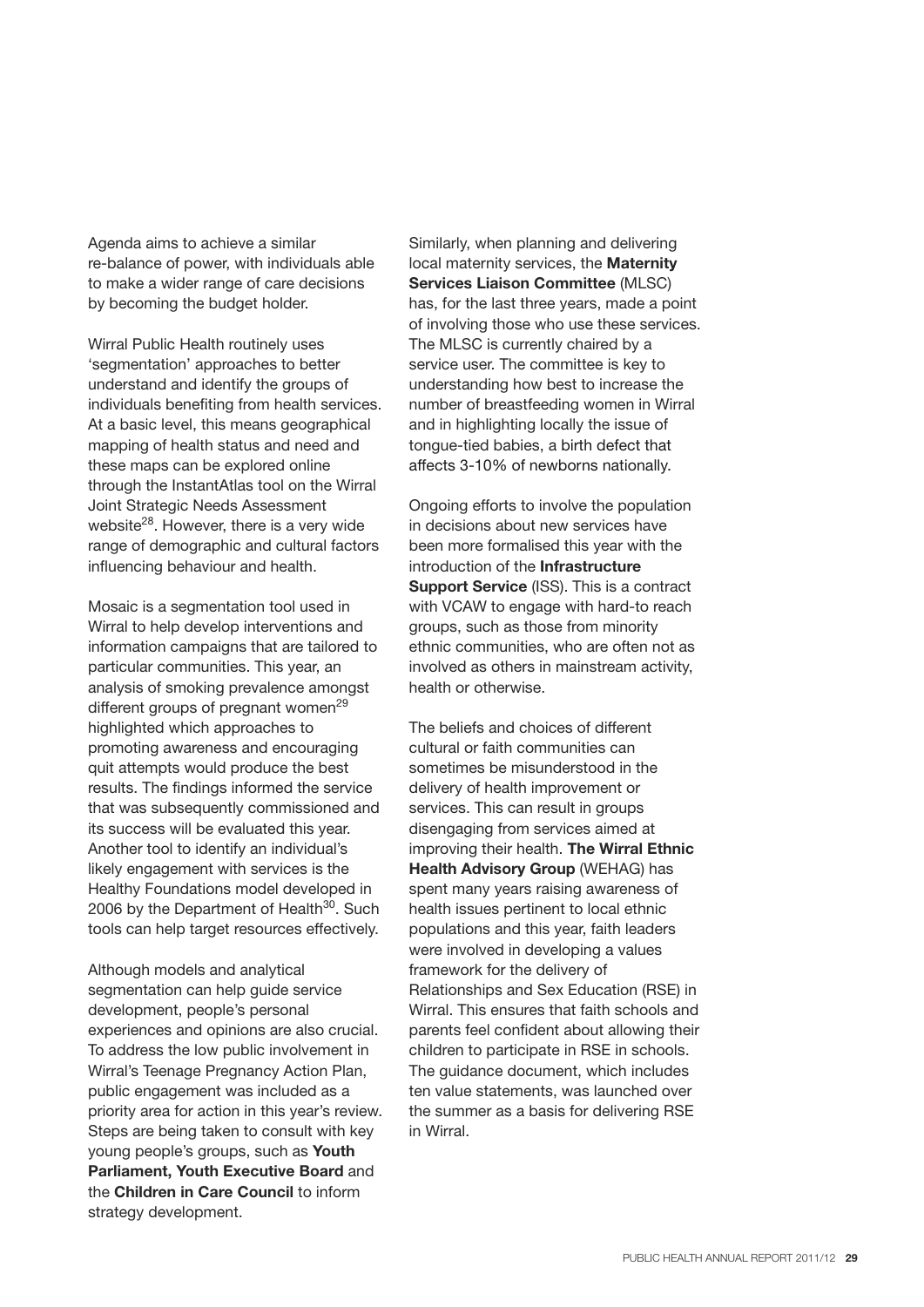Agenda aims to achieve a similar re-balance of power, with individuals able to make a wider range of care decisions by becoming the budget holder.

Wirral Public Health routinely uses 'segmentation' approaches to better understand and identify the groups of individuals benefiting from health services. At a basic level, this means geographical mapping of health status and need and these maps can be explored online through the InstantAtlas tool on the Wirral Joint Strategic Needs Assessment website[28]. However, there is a very wide range of demographic and cultural factors influencing behaviour and health.

Mosaic is a segmentation tool used in Wirral to help develop interventions and information campaigns that are tailored to particular communities. This year, an analysis of smoking prevalence amongst different groups of pregnant women[29] highlighted which approaches to promoting awareness and encouraging quit attempts would produce the best results. The findings informed the service that was subsequently commissioned and its success will be evaluated this year. Another tool to identify an individual's likely engagement with services is the Healthy Foundations model developed in 2006 by the Department of Health[30]. Such tools can help target resources effectively.

Although models and analytical segmentation can help guide service development, people's personal experiences and opinions are also crucial. To address the low public involvement in Wirral's Teenage Pregnancy Action Plan, public engagement was included as a priority area for action in this year's review. Steps are being taken to consult with key young people's groups, such as **Youth Parliament, Youth Executive Board** and the **Children in Care Council** to inform strategy development.

Similarly, when planning and delivering local maternity services, the **Maternity Services Liaison Committee** (MLSC) has, for the last three years, made a point of involving those who use these services. The MLSC is currently chaired by a service user. The committee is key to understanding how best to increase the number of breastfeeding women in Wirral and in highlighting locally the issue of tongue-tied babies, a birth defect that affects 3-10% of newborns nationally.

Ongoing efforts to involve the population in decisions about new services have been more formalised this year with the introduction of the **Infrastructure Support Service** (ISS). This is a contract with VCAW to engage with hard-to reach groups, such as those from minority ethnic communities, who are often not as involved as others in mainstream activity, health or otherwise.

The beliefs and choices of different cultural or faith communities can sometimes be misunderstood in the delivery of health improvement or services. This can result in groups disengaging from services aimed at improving their health. **The Wirral Ethnic Health Advisory Group** (WEHAG) has spent many years raising awareness of health issues pertinent to local ethnic populations and this year, faith leaders were involved in developing a values framework for the delivery of Relationships and Sex Education (RSE) in Wirral. This ensures that faith schools and parents feel confident about allowing their children to participate in RSE in schools. The guidance document, which includes ten value statements, was launched over the summer as a basis for delivering RSE in Wirral.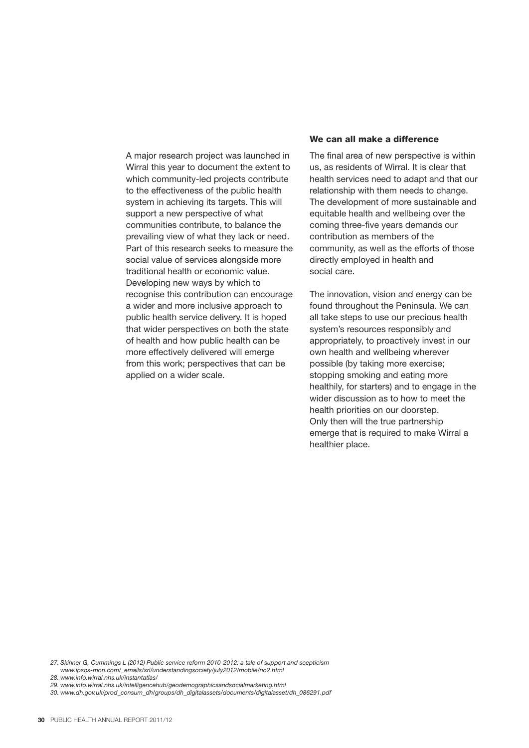A major research project was launched in Wirral this year to document the extent to which community-led projects contribute to the effectiveness of the public health system in achieving its targets. This will support a new perspective of what communities contribute, to balance the prevailing view of what they lack or need. Part of this research seeks to measure the social value of services alongside more traditional health or economic value. Developing new ways by which to recognise this contribution can encourage a wider and more inclusive approach to public health service delivery. It is hoped that wider perspectives on both the state of health and how public health can be more effectively delivered will emerge from this work; perspectives that can be applied on a wider scale.

### We can all make a difference

The final area of new perspective is within us, as residents of Wirral. It is clear that health services need to adapt and that our relationship with them needs to change. The development of more sustainable and equitable health and wellbeing over the coming three-five years demands our contribution as members of the community, as well as the efforts of those directly employed in health and social care.

The innovation, vision and energy can be found throughout the Peninsula. We can all take steps to use our precious health system's resources responsibly and appropriately, to proactively invest in our own health and wellbeing wherever possible (by taking more exercise; stopping smoking and eating more healthily, for starters) and to engage in the wider discussion as to how to meet the health priorities on our doorstep. Only then will the true partnership emerge that is required to make Wirral a healthier place.

*27. Skinner G, Cummings L (2012) Public service reform 2010-2012: a tale of support and scepticism www.ipsos-mori.com/_emails/sri/understandingsociety/july2012/mobile/no2.html*

*28. www.info.wirral.nhs.uk/instantatlas/*

*29. www.info.wirral.nhs.uk/intelligencehub/geodemographicsandsocialmarketing.html*

*30. www.dh.gov.uk/prod_consum_dh/groups/dh_digitalassets/documents/digitalasset/dh_086291.pdf*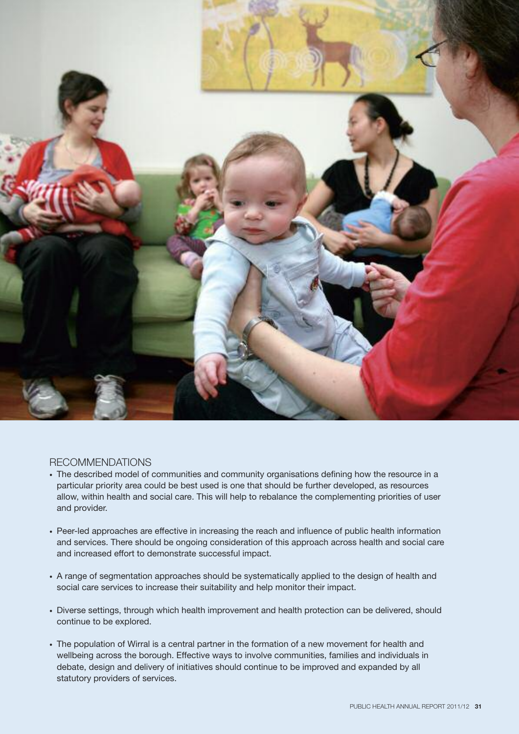## RECOMMENDATIONS

- The described model of communities and community organisations defining how the resource in a particular priority area could be best used is one that should be further developed, as resources allow, within health and social care. This will help to rebalance the complementing priorities of user and provider.

- Peer-led approaches are effective in increasing the reach and influence of public health information and services. There should be ongoing consideration of this approach across health and social care and increased effort to demonstrate successful impact.

- A range of segmentation approaches should be systematically applied to the design of health and social care services to increase their suitability and help monitor their impact.

- Diverse settings, through which health improvement and health protection can be delivered, should continue to be explored.

- The population of Wirral is a central partner in the formation of a new movement for health and wellbeing across the borough. Effective ways to involve communities, families and individuals in debate, design and delivery of initiatives should continue to be improved and expanded by all statutory providers of services.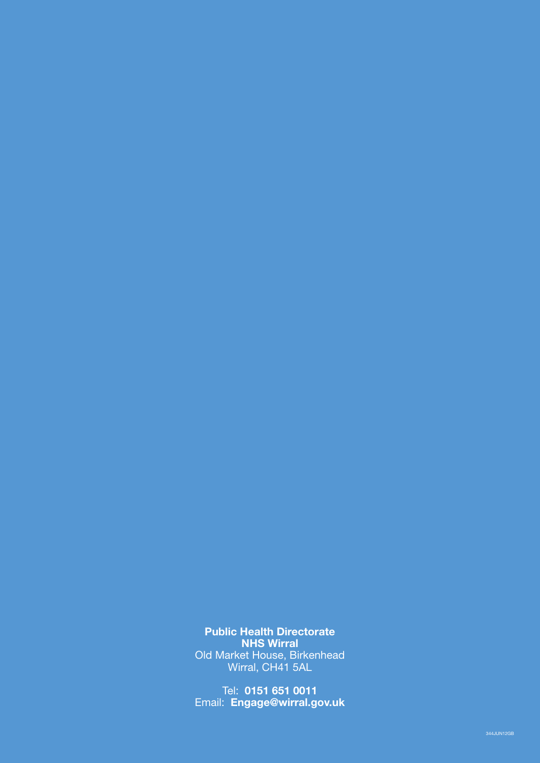**Public Health Directorate**
**NHS Wirral**
Old Market House, Birkenhead
Wirral, CH41 5AL

Tel: **0151 651 0011**
Email: **Engage@wirral.gov.uk**

344JUN12GB